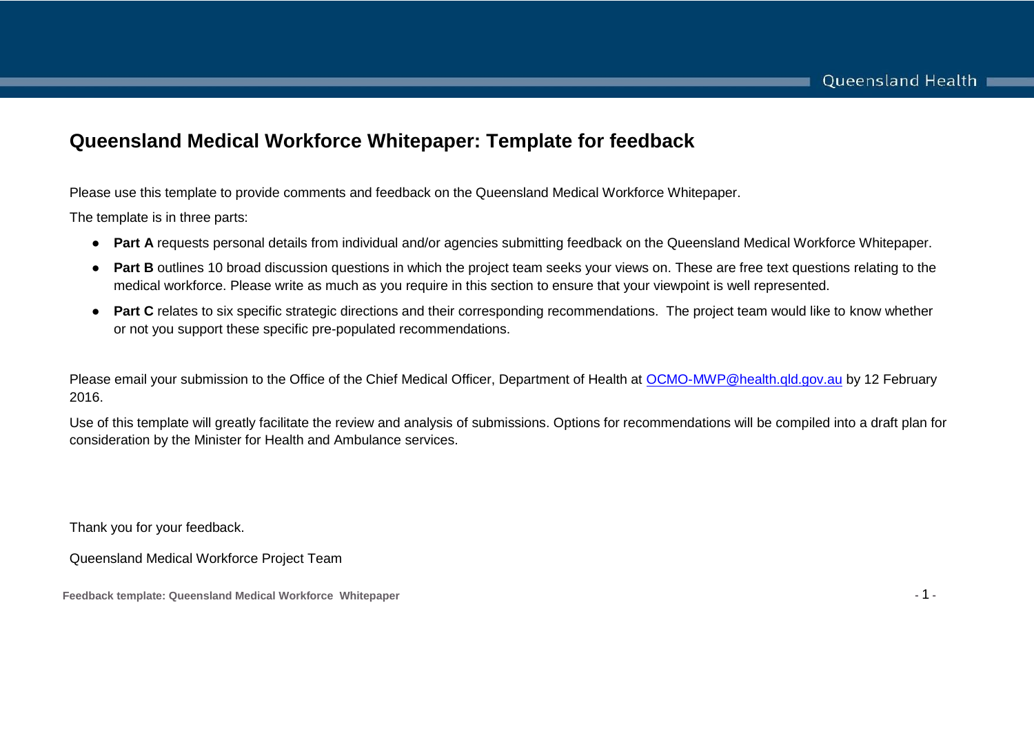# Queensland Medical Workforce Whitepaper: Template for feedback

Please use this template to provide comments and feedback on the Queensland Medical Workforce Whitepaper.

The template is in three parts:

- **Part A** requests personal details from individual and/or agencies submitting feedback on the Queensland Medical Workforce Whitepaper.
- **Part B** outlines 10 broad discussion questions in which the project team seeks your views on. These are free text questions relating to the medical workforce. Please write as much as you require in this section to ensure that your viewpoint is well represented.
- **Part C** relates to six specific strategic directions and their corresponding recommendations. The project team would like to know whether or not you support these specific pre-populated recommendations.

Please email your submission to the Office of the Chief Medical Officer, Department of Health at [OCMO-MWP@health.qld.gov.au](mailto:OCMO-MWP@health.qld.gov.au) by 12 February 2016.

Use of this template will greatly facilitate the review and analysis of submissions. Options for recommendations will be compiled into a draft plan for consideration by the Minister for Health and Ambulance services.

Thank you for your feedback.

Queensland Medical Workforce Project Team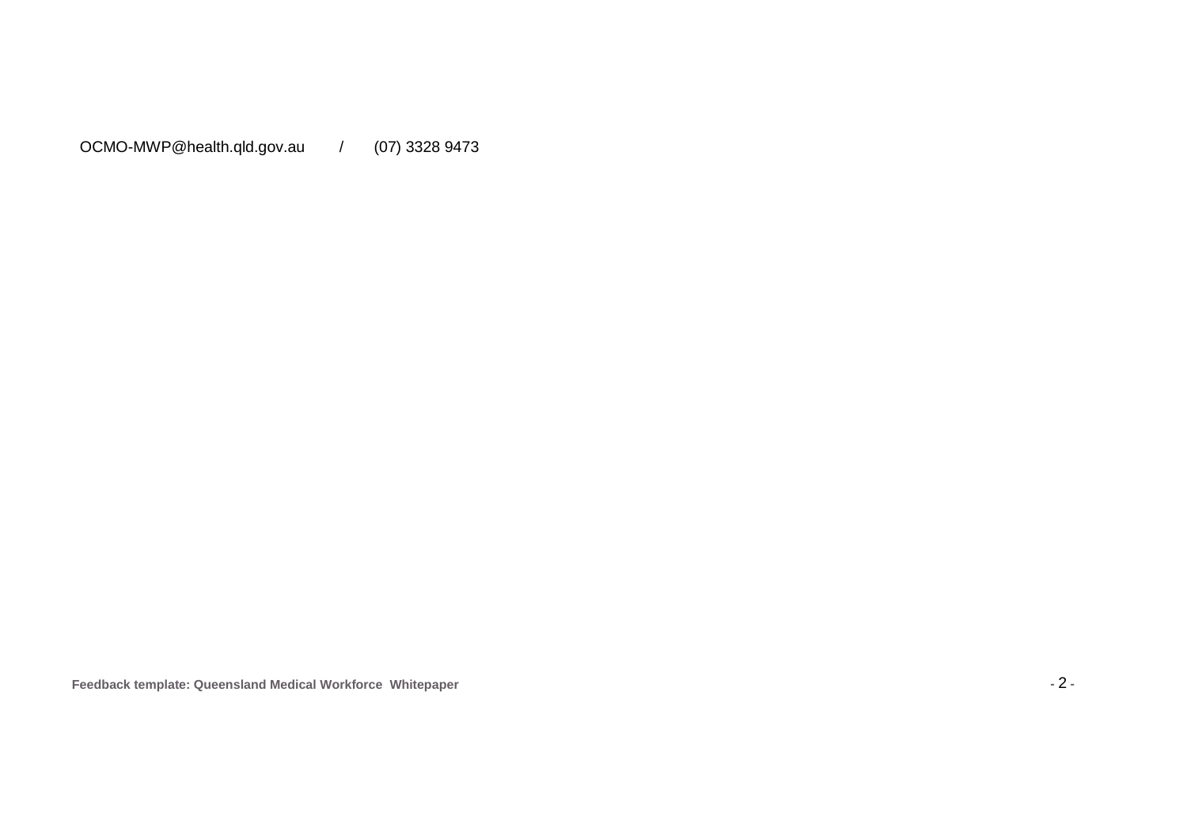OCMO-MWP@health.qld.gov.au / (07) 3328 9473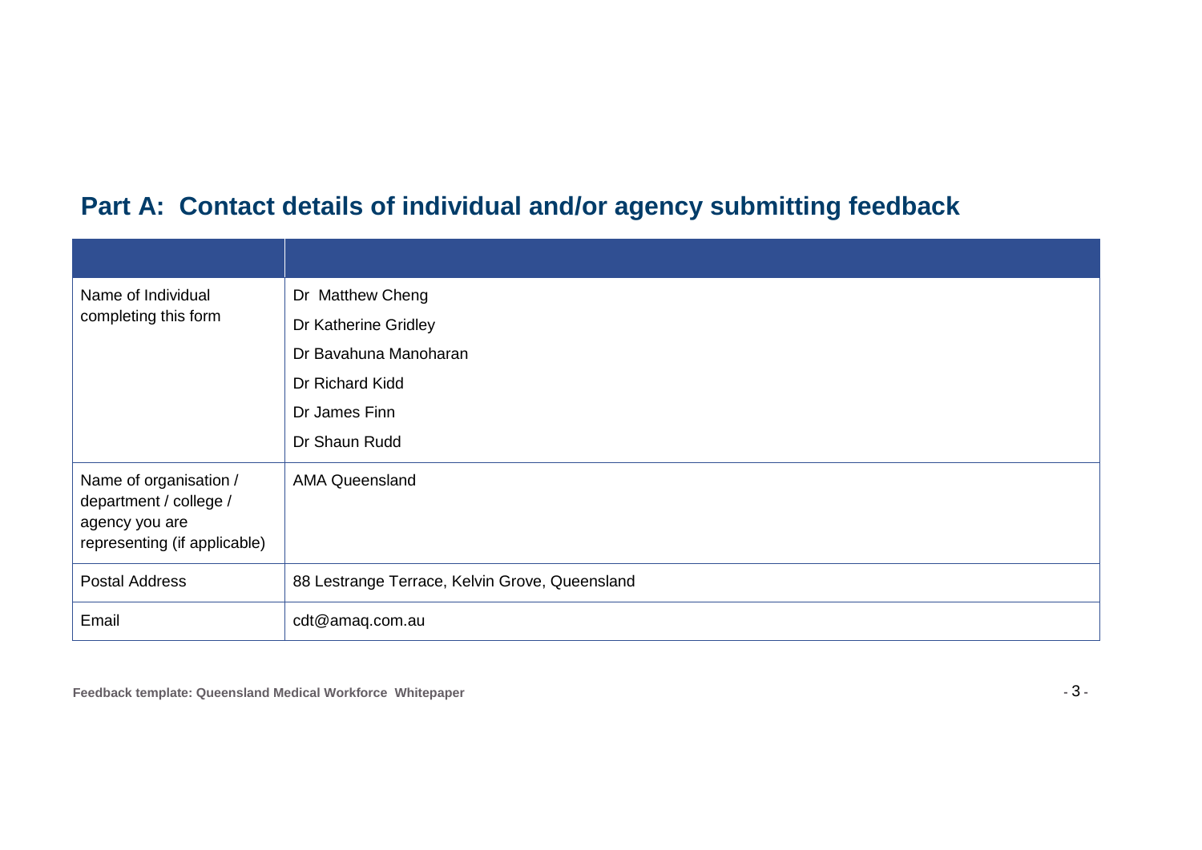## Part A: Contact details of individual and/or agency submitting feedback

| | |
|---|---|
| Name of Individual completing this form | Dr Matthew Cheng<br>Dr Katherine Gridley<br>Dr Bavahuna Manoharan<br>Dr Richard Kidd<br>Dr James Finn<br>Dr Shaun Rudd |
| Name of organisation / department / college / agency you are representing (if applicable) | AMA Queensland |
| Postal Address | 88 Lestrange Terrace, Kelvin Grove, Queensland |
| Email | cdt@amaq.com.au |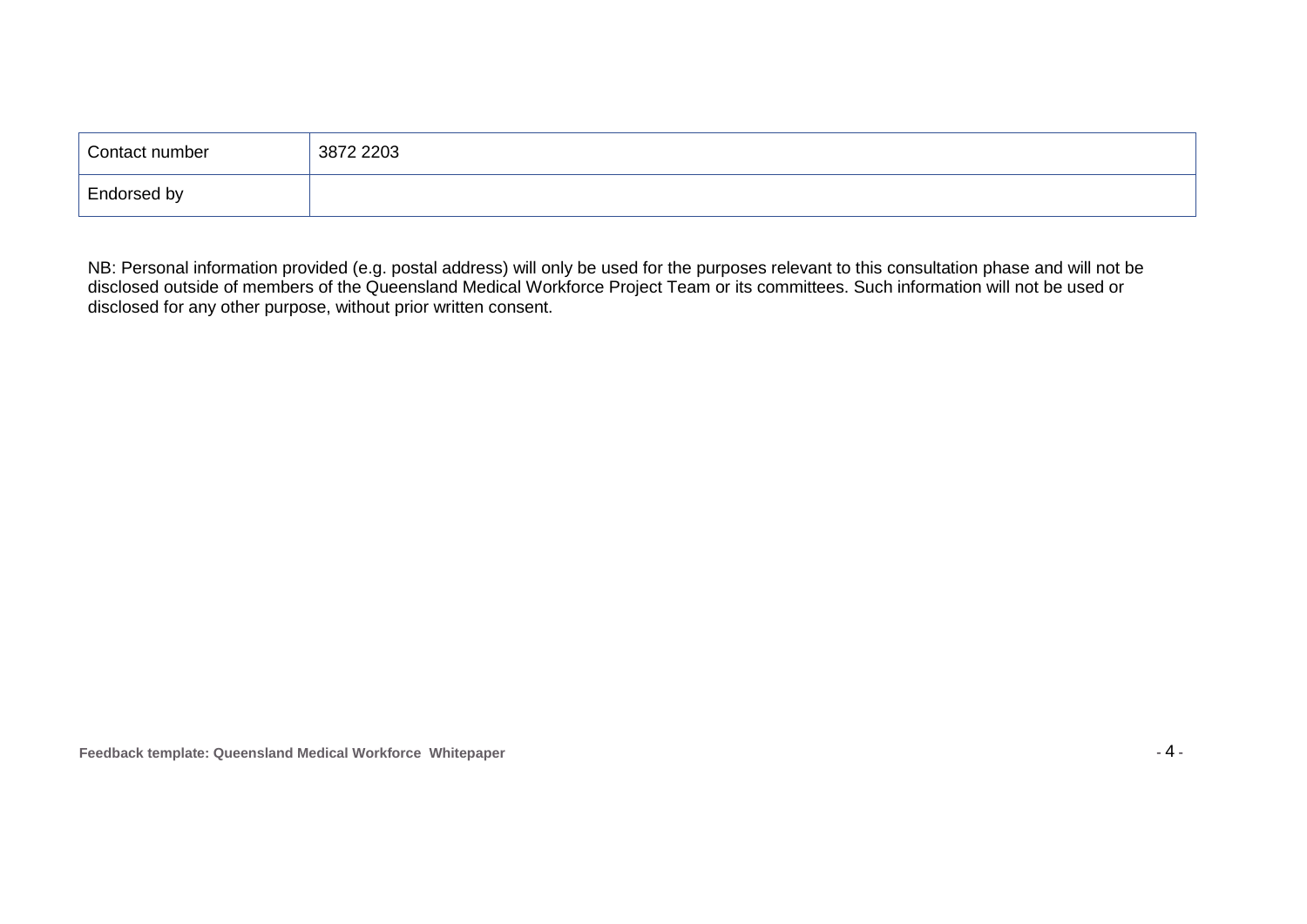| Contact number | 3872 2203 |
|---|---|
| Endorsed by | |

NB: Personal information provided (e.g. postal address) will only be used for the purposes relevant to this consultation phase and will not be disclosed outside of members of the Queensland Medical Workforce Project Team or its committees. Such information will not be used or disclosed for any other purpose, without prior written consent.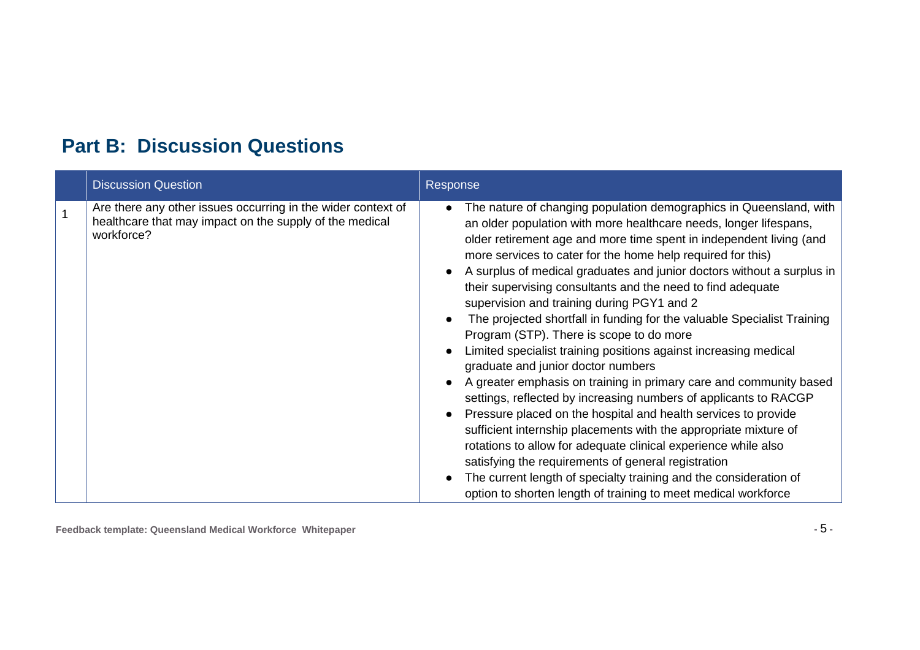## Part B: Discussion Questions

| | Discussion Question | Response |
|---|---|---|
| 1 | Are there any other issues occurring in the wider context of healthcare that may impact on the supply of the medical workforce? | • The nature of changing population demographics in Queensland, with an older population with more healthcare needs, longer lifespans, older retirement age and more time spent in independent living (and more services to cater for the home help required for this)<br>• A surplus of medical graduates and junior doctors without a surplus in their supervising consultants and the need to find adequate supervision and training during PGY1 and 2<br>• The projected shortfall in funding for the valuable Specialist Training Program (STP). There is scope to do more<br>• Limited specialist training positions against increasing medical graduate and junior doctor numbers<br>• A greater emphasis on training in primary care and community based settings, reflected by increasing numbers of applicants to RACGP<br>• Pressure placed on the hospital and health services to provide sufficient internship placements with the appropriate mixture of rotations to allow for adequate clinical experience while also satisfying the requirements of general registration<br>• The current length of specialty training and the consideration of option to shorten length of training to meet medical workforce |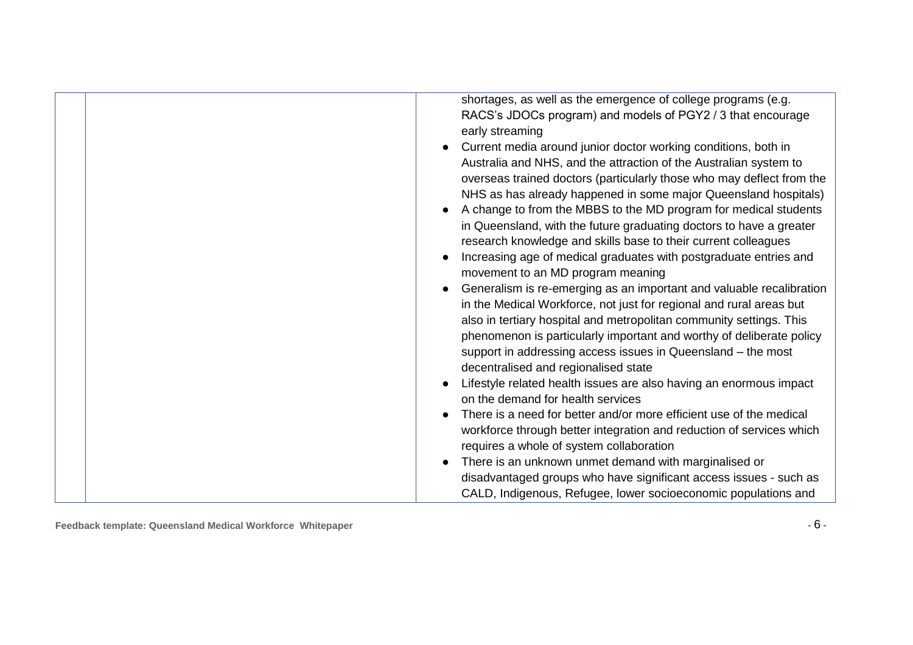| | | shortages, as well as the emergence of college programs (e.g. RACS's JDOCs program) and models of PGY2 / 3 that encourage early streaming<br>● Current media around junior doctor working conditions, both in Australia and NHS, and the attraction of the Australian system to overseas trained doctors (particularly those who may deflect from the NHS as has already happened in some major Queensland hospitals)<br>● A change to from the MBBS to the MD program for medical students in Queensland, with the future graduating doctors to have a greater research knowledge and skills base to their current colleagues<br>● Increasing age of medical graduates with postgraduate entries and movement to an MD program meaning<br>● Generalism is re-emerging as an important and valuable recalibration in the Medical Workforce, not just for regional and rural areas but also in tertiary hospital and metropolitan community settings. This phenomenon is particularly important and worthy of deliberate policy support in addressing access issues in Queensland – the most decentralised and regionalised state<br>● Lifestyle related health issues are also having an enormous impact on the demand for health services<br>● There is a need for better and/or more efficient use of the medical workforce through better integration and reduction of services which requires a whole of system collaboration<br>● There is an unknown unmet demand with marginalised or disadvantaged groups who have significant access issues - such as CALD, Indigenous, Refugee, lower socioeconomic populations and |
|---|---|---|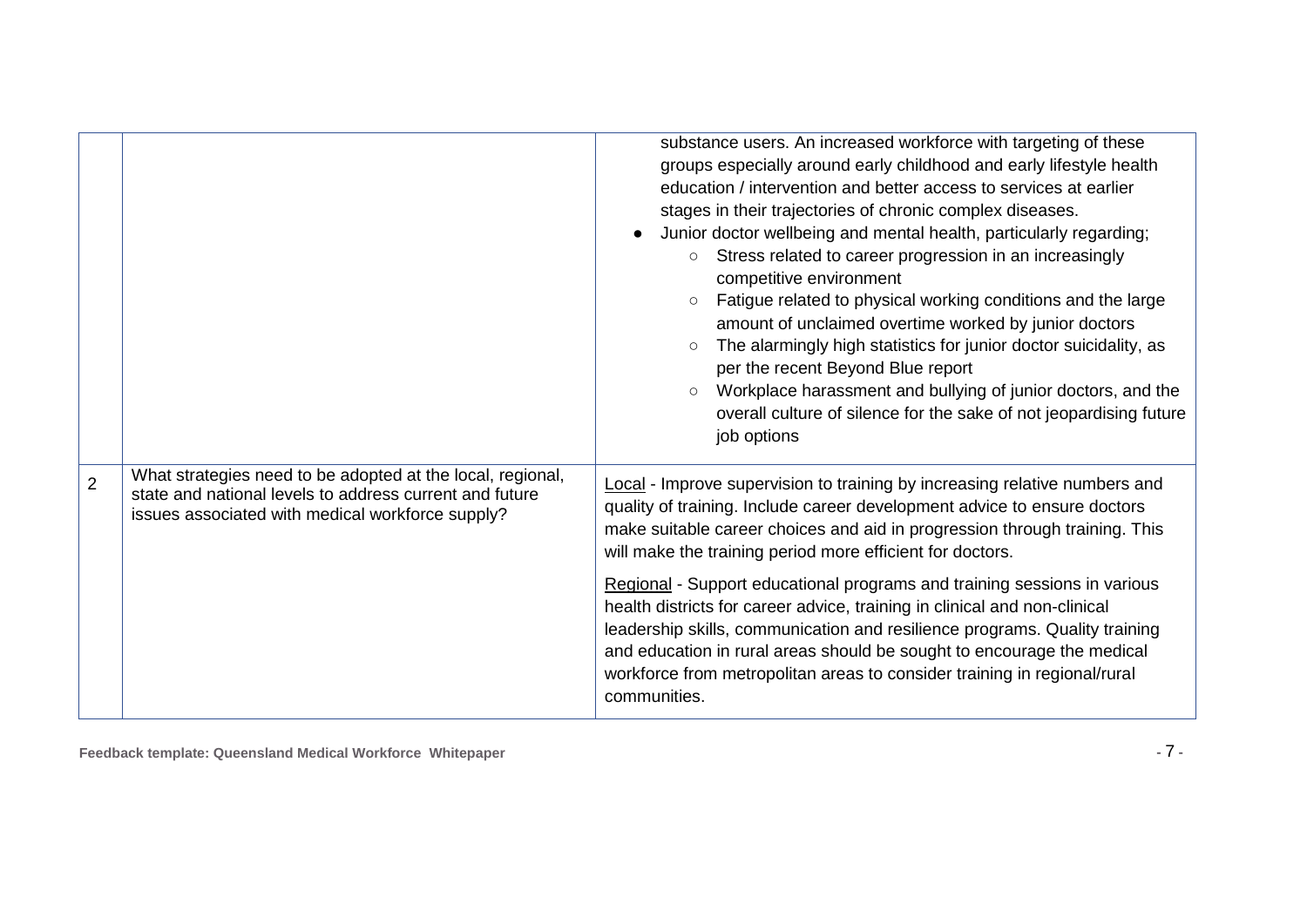| | | |
|---|---|---|
| | | substance users. An increased workforce with targeting of these groups especially around early childhood and early lifestyle health education / intervention and better access to services at earlier stages in their trajectories of chronic complex diseases.<br>● Junior doctor wellbeing and mental health, particularly regarding;<br>&nbsp;&nbsp;&nbsp;&nbsp;○ Stress related to career progression in an increasingly competitive environment<br>&nbsp;&nbsp;&nbsp;&nbsp;○ Fatigue related to physical working conditions and the large amount of unclaimed overtime worked by junior doctors<br>&nbsp;&nbsp;&nbsp;&nbsp;○ The alarmingly high statistics for junior doctor suicidality, as per the recent Beyond Blue report<br>&nbsp;&nbsp;&nbsp;&nbsp;○ Workplace harassment and bullying of junior doctors, and the overall culture of silence for the sake of not jeopardising future job options |
| 2 | What strategies need to be adopted at the local, regional, state and national levels to address current and future issues associated with medical workforce supply? | <u>Local</u> - Improve supervision to training by increasing relative numbers and quality of training. Include career development advice to ensure doctors make suitable career choices and aid in progression through training. This will make the training period more efficient for doctors.<br><br><u>Regional</u> - Support educational programs and training sessions in various health districts for career advice, training in clinical and non-clinical leadership skills, communication and resilience programs. Quality training and education in rural areas should be sought to encourage the medical workforce from metropolitan areas to consider training in regional/rural communities. |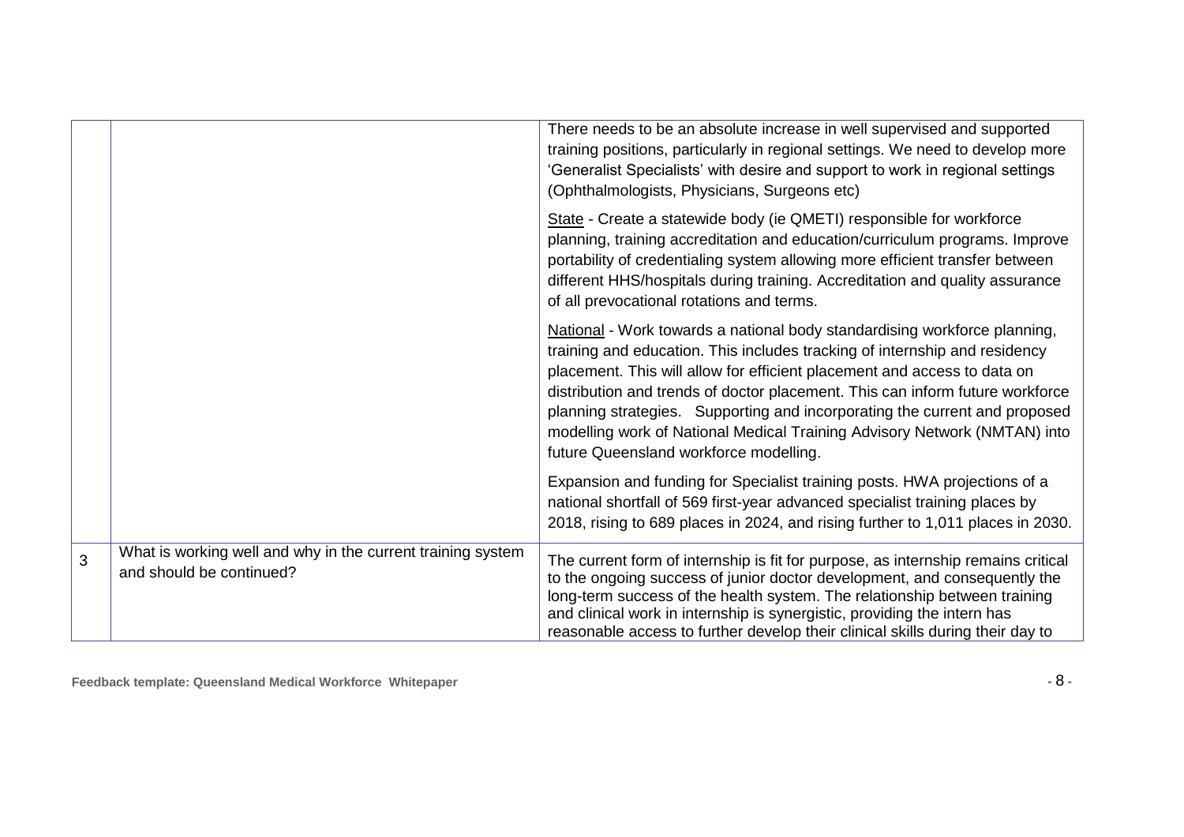| | | |
|---|---|---|
| | | There needs to be an absolute increase in well supervised and supported training positions, particularly in regional settings. We need to develop more 'Generalist Specialists' with desire and support to work in regional settings (Ophthalmologists, Physicians, Surgeons etc)<br><br>State - Create a statewide body (ie QMETI) responsible for workforce planning, training accreditation and education/curriculum programs. Improve portability of credentialing system allowing more efficient transfer between different HHS/hospitals during training. Accreditation and quality assurance of all prevocational rotations and terms.<br><br>National - Work towards a national body standardising workforce planning, training and education. This includes tracking of internship and residency placement. This will allow for efficient placement and access to data on distribution and trends of doctor placement. This can inform future workforce planning strategies. Supporting and incorporating the current and proposed modelling work of National Medical Training Advisory Network (NMTAN) into future Queensland workforce modelling.<br><br>Expansion and funding for Specialist training posts. HWA projections of a national shortfall of 569 first-year advanced specialist training places by 2018, rising to 689 places in 2024, and rising further to 1,011 places in 2030. |
| 3 | What is working well and why in the current training system and should be continued? | The current form of internship is fit for purpose, as internship remains critical to the ongoing success of junior doctor development, and consequently the long-term success of the health system. The relationship between training and clinical work in internship is synergistic, providing the intern has reasonable access to further develop their clinical skills during their day to |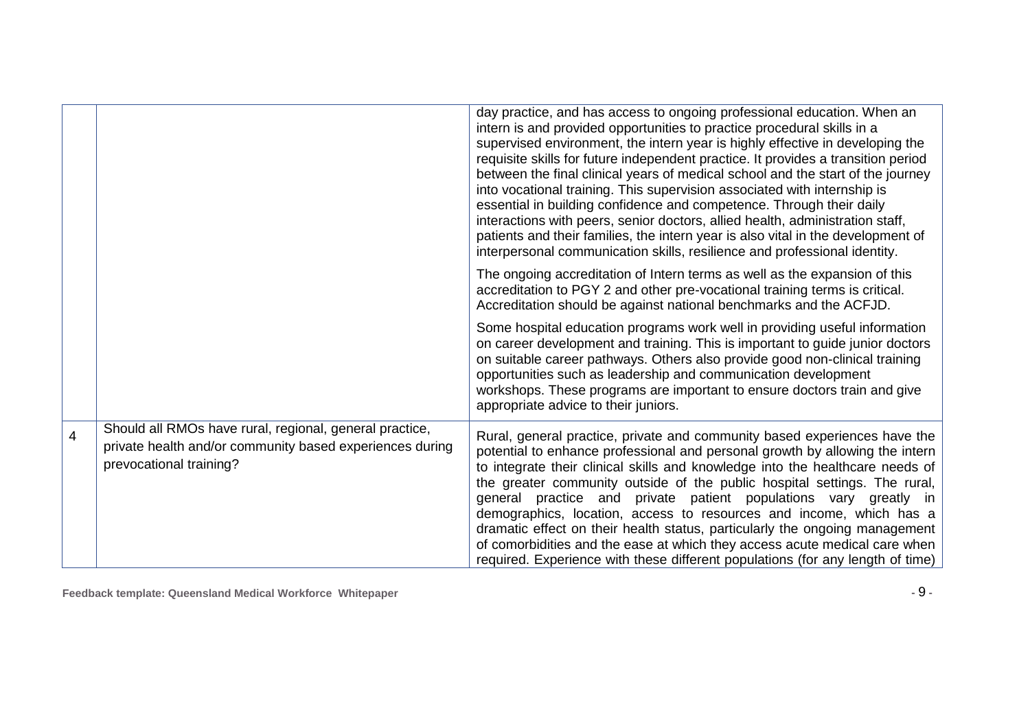|   |   |   |
|---|---|---|
| | | day practice, and has access to ongoing professional education. When an intern is and provided opportunities to practice procedural skills in a supervised environment, the intern year is highly effective in developing the requisite skills for future independent practice. It provides a transition period between the final clinical years of medical school and the start of the journey into vocational training. This supervision associated with internship is essential in building confidence and competence. Through their daily interactions with peers, senior doctors, allied health, administration staff, patients and their families, the intern year is also vital in the development of interpersonal communication skills, resilience and professional identity.<br><br>The ongoing accreditation of Intern terms as well as the expansion of this accreditation to PGY 2 and other pre-vocational training terms is critical. Accreditation should be against national benchmarks and the ACFJD.<br><br>Some hospital education programs work well in providing useful information on career development and training. This is important to guide junior doctors on suitable career pathways. Others also provide good non-clinical training opportunities such as leadership and communication development workshops. These programs are important to ensure doctors train and give appropriate advice to their juniors. |
| 4 | Should all RMOs have rural, regional, general practice, private health and/or community based experiences during prevocational training? | Rural, general practice, private and community based experiences have the potential to enhance professional and personal growth by allowing the intern to integrate their clinical skills and knowledge into the healthcare needs of the greater community outside of the public hospital settings. The rural, general practice and private patient populations vary greatly in demographics, location, access to resources and income, which has a dramatic effect on their health status, particularly the ongoing management of comorbidities and the ease at which they access acute medical care when required. Experience with these different populations (for any length of time) |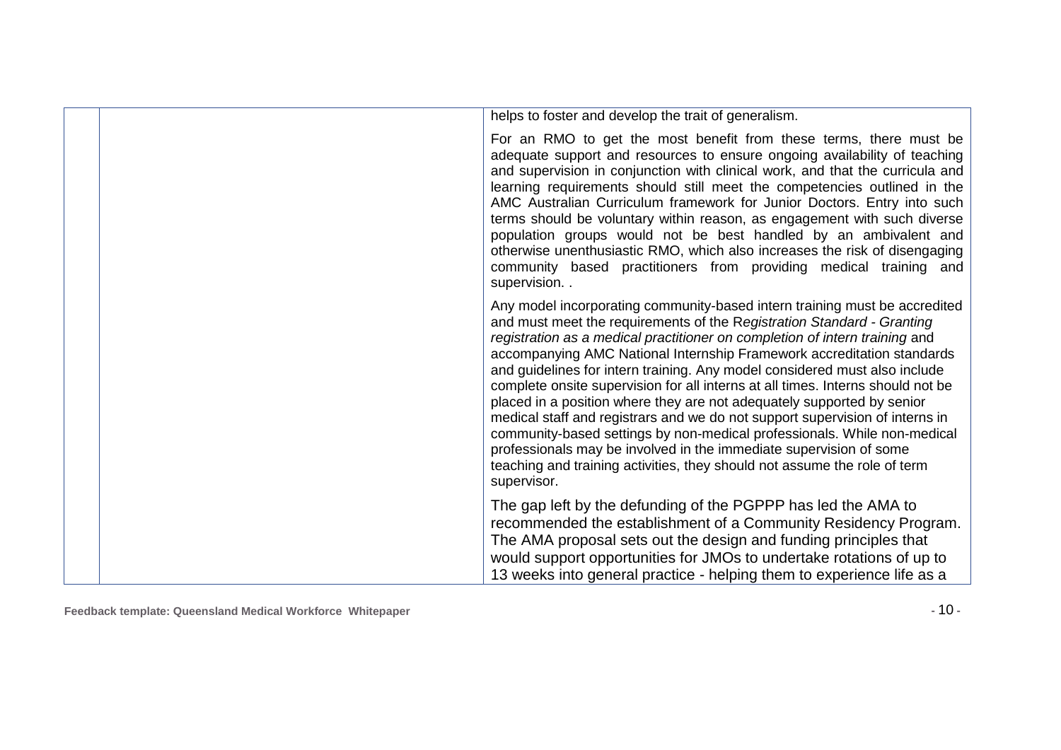| | | |
|---|---|---|
| | | helps to foster and develop the trait of generalism.<br><br>For an RMO to get the most benefit from these terms, there must be adequate support and resources to ensure ongoing availability of teaching and supervision in conjunction with clinical work, and that the curricula and learning requirements should still meet the competencies outlined in the AMC Australian Curriculum framework for Junior Doctors. Entry into such terms should be voluntary within reason, as engagement with such diverse population groups would not be best handled by an ambivalent and otherwise unenthusiastic RMO, which also increases the risk of disengaging community based practitioners from providing medical training and supervision. .<br><br>Any model incorporating community-based intern training must be accredited and must meet the requirements of the R*egistration Standard - Granting registration as a medical practitioner on completion of intern training* and accompanying AMC National Internship Framework accreditation standards and guidelines for intern training. Any model considered must also include complete onsite supervision for all interns at all times. Interns should not be placed in a position where they are not adequately supported by senior medical staff and registrars and we do not support supervision of interns in community-based settings by non-medical professionals. While non-medical professionals may be involved in the immediate supervision of some teaching and training activities, they should not assume the role of term supervisor.<br><br>The gap left by the defunding of the PGPPP has led the AMA to recommended the establishment of a Community Residency Program. The AMA proposal sets out the design and funding principles that would support opportunities for JMOs to undertake rotations of up to 13 weeks into general practice - helping them to experience life as a |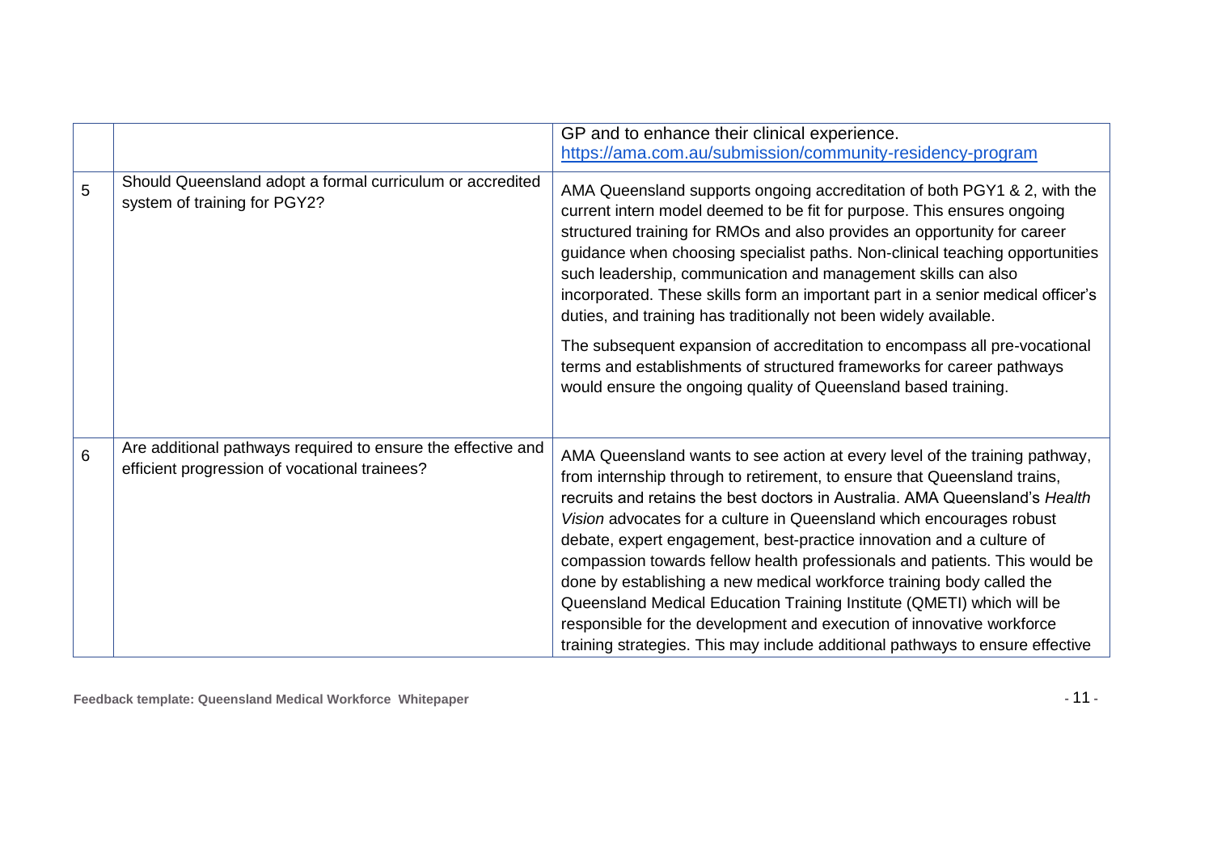| | | |
|---|---|---|
| | | GP and to enhance their clinical experience. https://ama.com.au/submission/community-residency-program |
| 5 | Should Queensland adopt a formal curriculum or accredited system of training for PGY2? | AMA Queensland supports ongoing accreditation of both PGY1 & 2, with the current intern model deemed to be fit for purpose. This ensures ongoing structured training for RMOs and also provides an opportunity for career guidance when choosing specialist paths. Non-clinical teaching opportunities such leadership, communication and management skills can also incorporated. These skills form an important part in a senior medical officer's duties, and training has traditionally not been widely available.<br><br>The subsequent expansion of accreditation to encompass all pre-vocational terms and establishments of structured frameworks for career pathways would ensure the ongoing quality of Queensland based training. |
| 6 | Are additional pathways required to ensure the effective and efficient progression of vocational trainees? | AMA Queensland wants to see action at every level of the training pathway, from internship through to retirement, to ensure that Queensland trains, recruits and retains the best doctors in Australia. AMA Queensland's *Health Vision* advocates for a culture in Queensland which encourages robust debate, expert engagement, best-practice innovation and a culture of compassion towards fellow health professionals and patients. This would be done by establishing a new medical workforce training body called the Queensland Medical Education Training Institute (QMETI) which will be responsible for the development and execution of innovative workforce training strategies. This may include additional pathways to ensure effective |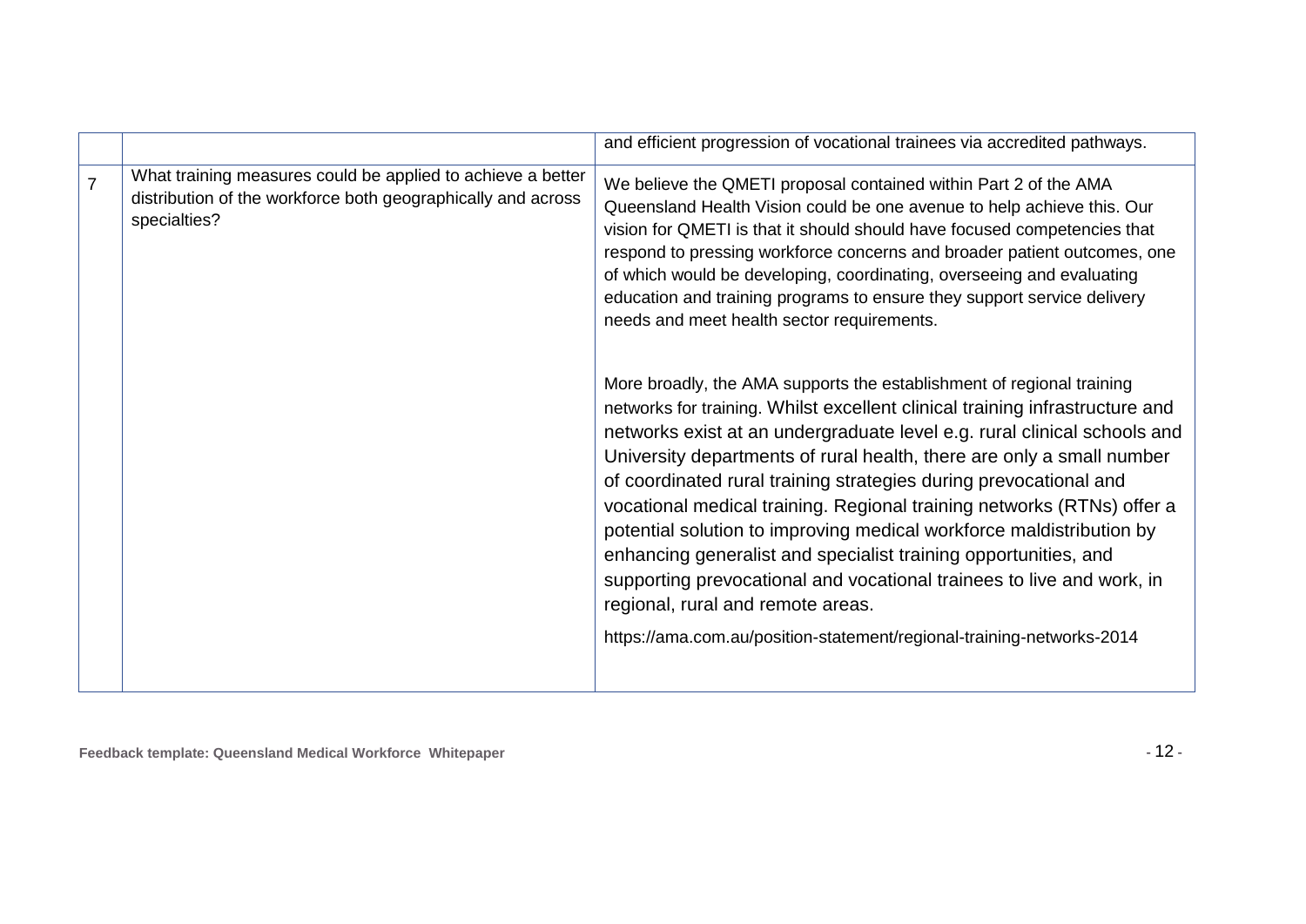| | | |
|---|---|---|
| | | and efficient progression of vocational trainees via accredited pathways. |
| 7 | What training measures could be applied to achieve a better distribution of the workforce both geographically and across specialties? | We believe the QMETI proposal contained within Part 2 of the AMA Queensland Health Vision could be one avenue to help achieve this. Our vision for QMETI is that it should should have focused competencies that respond to pressing workforce concerns and broader patient outcomes, one of which would be developing, coordinating, overseeing and evaluating education and training programs to ensure they support service delivery needs and meet health sector requirements.<br><br>More broadly, the AMA supports the establishment of regional training networks for training. Whilst excellent clinical training infrastructure and networks exist at an undergraduate level e.g. rural clinical schools and University departments of rural health, there are only a small number of coordinated rural training strategies during prevocational and vocational medical training. Regional training networks (RTNs) offer a potential solution to improving medical workforce maldistribution by enhancing generalist and specialist training opportunities, and supporting prevocational and vocational trainees to live and work, in regional, rural and remote areas.<br><br>https://ama.com.au/position-statement/regional-training-networks-2014 |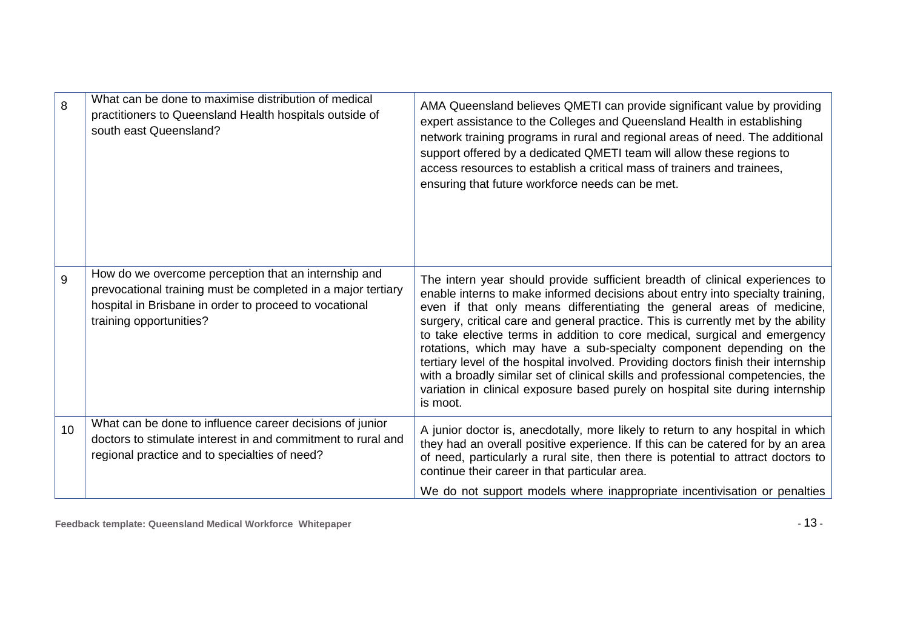| | | |
|---|---|---|
| 8 | What can be done to maximise distribution of medical practitioners to Queensland Health hospitals outside of south east Queensland? | AMA Queensland believes QMETI can provide significant value by providing expert assistance to the Colleges and Queensland Health in establishing network training programs in rural and regional areas of need. The additional support offered by a dedicated QMETI team will allow these regions to access resources to establish a critical mass of trainers and trainees, ensuring that future workforce needs can be met. |
| 9 | How do we overcome perception that an internship and prevocational training must be completed in a major tertiary hospital in Brisbane in order to proceed to vocational training opportunities? | The intern year should provide sufficient breadth of clinical experiences to enable interns to make informed decisions about entry into specialty training, even if that only means differentiating the general areas of medicine, surgery, critical care and general practice. This is currently met by the ability to take elective terms in addition to core medical, surgical and emergency rotations, which may have a sub-specialty component depending on the tertiary level of the hospital involved. Providing doctors finish their internship with a broadly similar set of clinical skills and professional competencies, the variation in clinical exposure based purely on hospital site during internship is moot. |
| 10 | What can be done to influence career decisions of junior doctors to stimulate interest in and commitment to rural and regional practice and to specialties of need? | A junior doctor is, anecdotally, more likely to return to any hospital in which they had an overall positive experience. If this can be catered for by an area of need, particularly a rural site, then there is potential to attract doctors to continue their career in that particular area.<br><br>We do not support models where inappropriate incentivisation or penalties |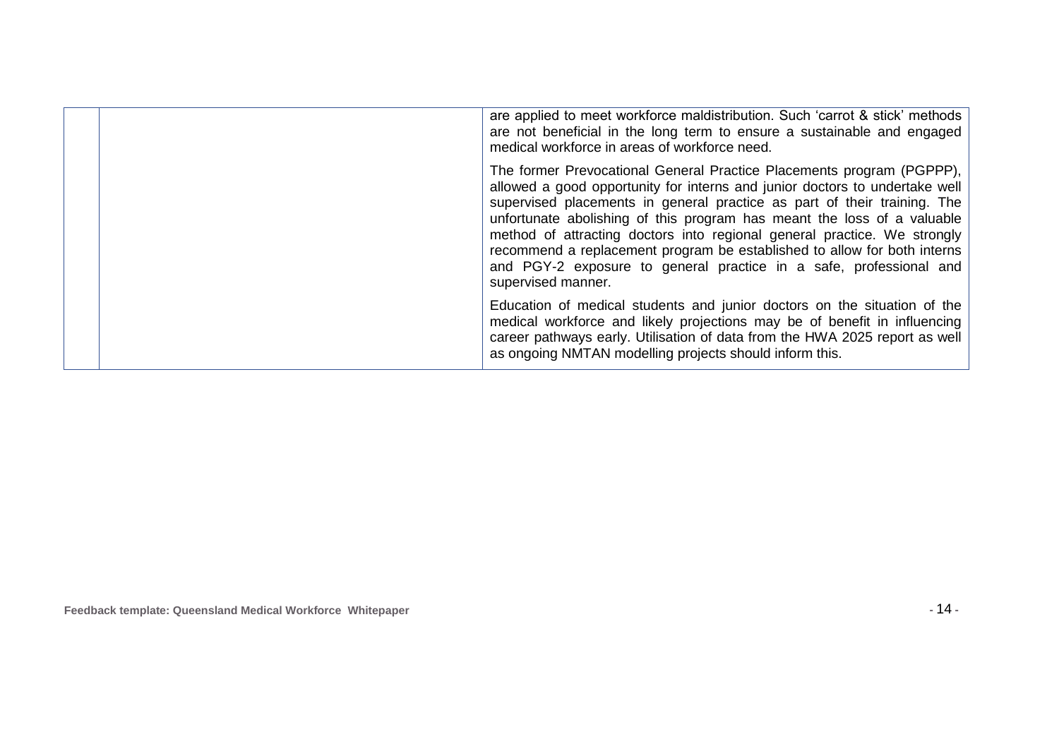| | | |
|---|---|---|
| | | are applied to meet workforce maldistribution. Such ‘carrot & stick’ methods are not beneficial in the long term to ensure a sustainable and engaged medical workforce in areas of workforce need.<br><br>The former Prevocational General Practice Placements program (PGPPP), allowed a good opportunity for interns and junior doctors to undertake well supervised placements in general practice as part of their training. The unfortunate abolishing of this program has meant the loss of a valuable method of attracting doctors into regional general practice. We strongly recommend a replacement program be established to allow for both interns and PGY-2 exposure to general practice in a safe, professional and supervised manner.<br><br>Education of medical students and junior doctors on the situation of the medical workforce and likely projections may be of benefit in influencing career pathways early. Utilisation of data from the HWA 2025 report as well as ongoing NMTAN modelling projects should inform this. |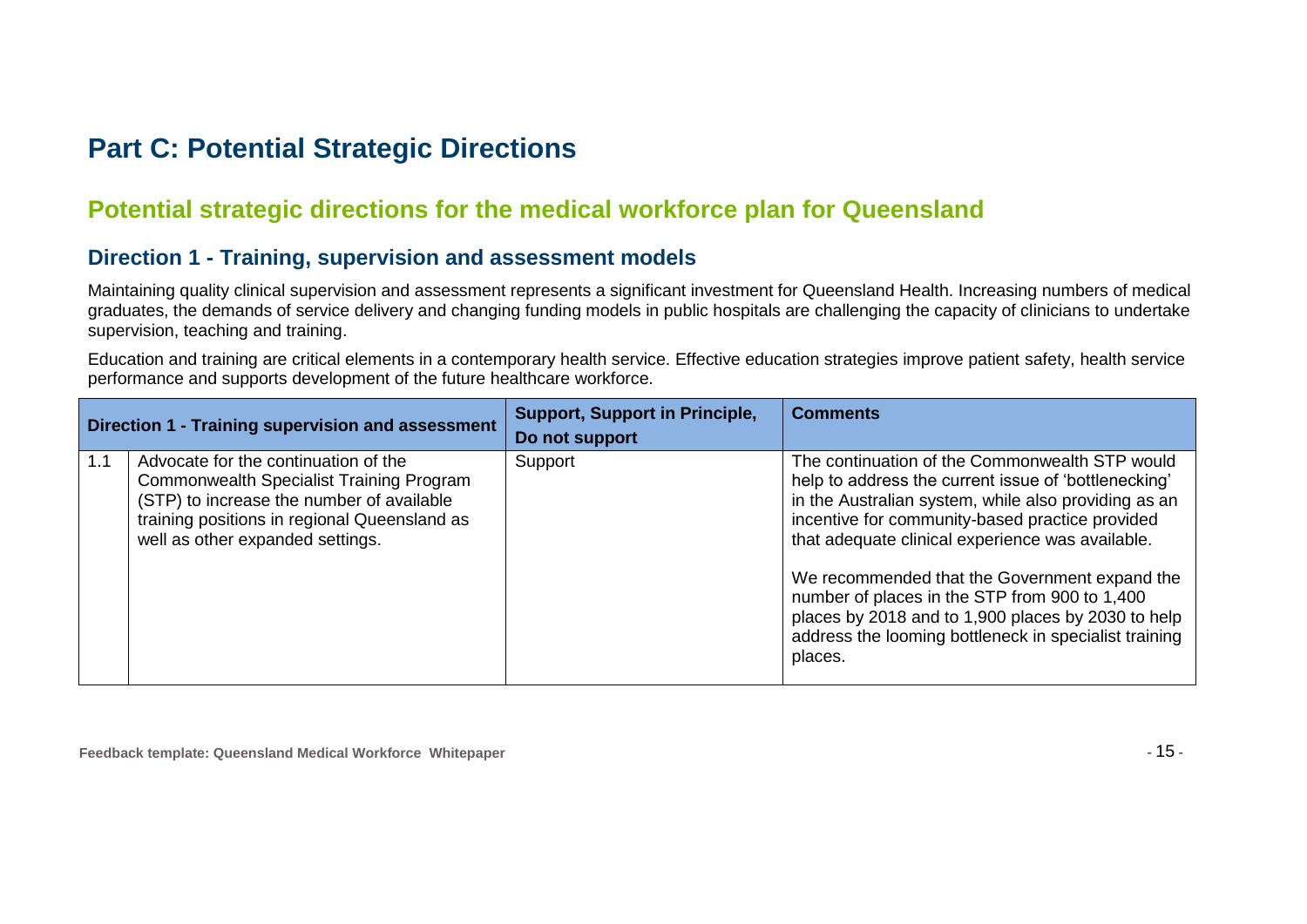# Part C: Potential Strategic Directions

## Potential strategic directions for the medical workforce plan for Queensland

### Direction 1 - Training, supervision and assessment models

Maintaining quality clinical supervision and assessment represents a significant investment for Queensland Health. Increasing numbers of medical graduates, the demands of service delivery and changing funding models in public hospitals are challenging the capacity of clinicians to undertake supervision, teaching and training.

Education and training are critical elements in a contemporary health service. Effective education strategies improve patient safety, health service performance and supports development of the future healthcare workforce.

| Direction 1 - Training supervision and assessment | | Support, Support in Principle, Do not support | Comments |
|---|---|---|---|
| 1.1 | Advocate for the continuation of the Commonwealth Specialist Training Program (STP) to increase the number of available training positions in regional Queensland as well as other expanded settings. | Support | The continuation of the Commonwealth STP would help to address the current issue of 'bottlenecking' in the Australian system, while also providing as an incentive for community-based practice provided that adequate clinical experience was available.<br><br>We recommended that the Government expand the number of places in the STP from 900 to 1,400 places by 2018 and to 1,900 places by 2030 to help address the looming bottleneck in specialist training places. |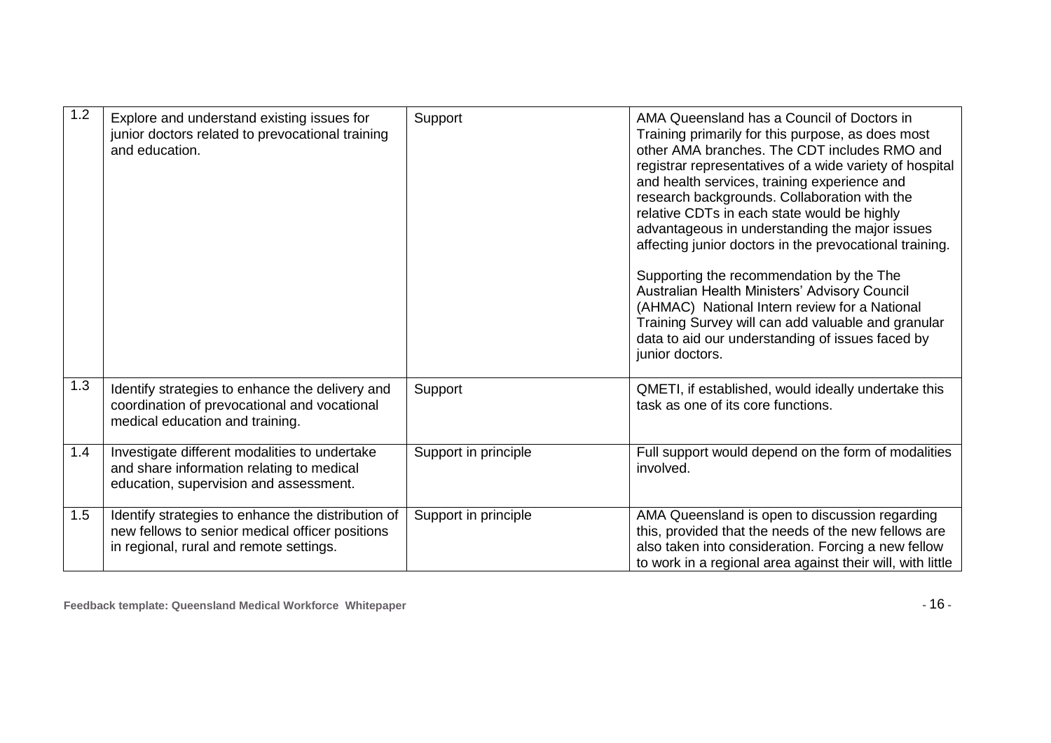| | | | |
|---|---|---|---|
| 1.2 | Explore and understand existing issues for junior doctors related to prevocational training and education. | Support | AMA Queensland has a Council of Doctors in Training primarily for this purpose, as does most other AMA branches. The CDT includes RMO and registrar representatives of a wide variety of hospital and health services, training experience and research backgrounds. Collaboration with the relative CDTs in each state would be highly advantageous in understanding the major issues affecting junior doctors in the prevocational training.<br><br>Supporting the recommendation by the The Australian Health Ministers' Advisory Council (AHMAC) National Intern review for a National Training Survey will can add valuable and granular data to aid our understanding of issues faced by junior doctors. |
| 1.3 | Identify strategies to enhance the delivery and coordination of prevocational and vocational medical education and training. | Support | QMETI, if established, would ideally undertake this task as one of its core functions. |
| 1.4 | Investigate different modalities to undertake and share information relating to medical education, supervision and assessment. | Support in principle | Full support would depend on the form of modalities involved. |
| 1.5 | Identify strategies to enhance the distribution of new fellows to senior medical officer positions in regional, rural and remote settings. | Support in principle | AMA Queensland is open to discussion regarding this, provided that the needs of the new fellows are also taken into consideration. Forcing a new fellow to work in a regional area against their will, with little |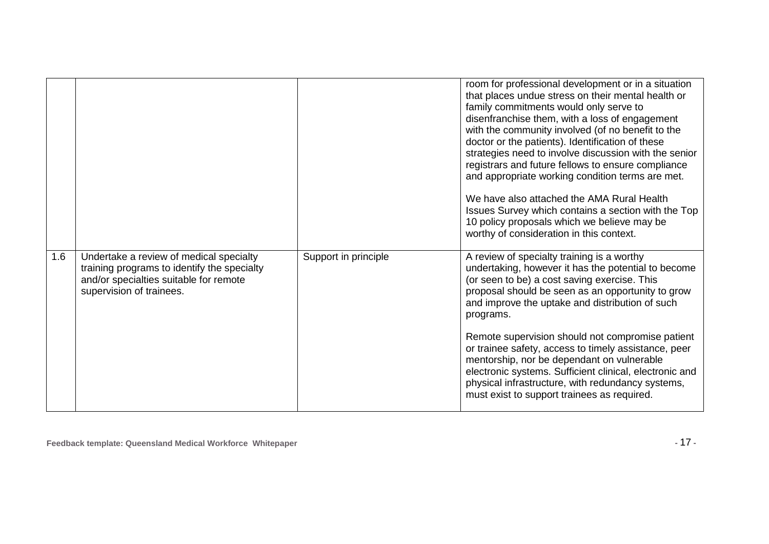| | | | |
|---|---|---|---|
| | | | room for professional development or in a situation that places undue stress on their mental health or family commitments would only serve to disenfranchise them, with a loss of engagement with the community involved (of no benefit to the doctor or the patients). Identification of these strategies need to involve discussion with the senior registrars and future fellows to ensure compliance and appropriate working condition terms are met.<br><br>We have also attached the AMA Rural Health Issues Survey which contains a section with the Top 10 policy proposals which we believe may be worthy of consideration in this context. |
| 1.6 | Undertake a review of medical specialty training programs to identify the specialty and/or specialties suitable for remote supervision of trainees. | Support in principle | A review of specialty training is a worthy undertaking, however it has the potential to become (or seen to be) a cost saving exercise. This proposal should be seen as an opportunity to grow and improve the uptake and distribution of such programs.<br><br>Remote supervision should not compromise patient or trainee safety, access to timely assistance, peer mentorship, nor be dependant on vulnerable electronic systems. Sufficient clinical, electronic and physical infrastructure, with redundancy systems, must exist to support trainees as required. |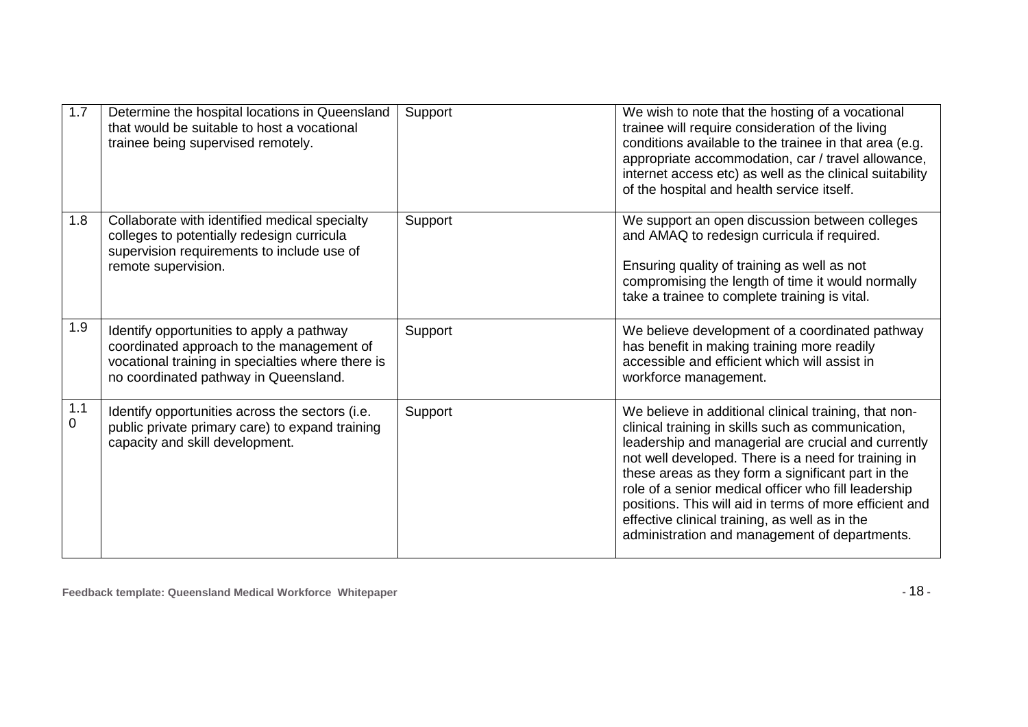| 1.7 | Determine the hospital locations in Queensland that would be suitable to host a vocational trainee being supervised remotely. | Support | We wish to note that the hosting of a vocational trainee will require consideration of the living conditions available to the trainee in that area (e.g. appropriate accommodation, car / travel allowance, internet access etc) as well as the clinical suitability of the hospital and health service itself. |
|---|---|---|---|
| 1.8 | Collaborate with identified medical specialty colleges to potentially redesign curricula supervision requirements to include use of remote supervision. | Support | We support an open discussion between colleges and AMAQ to redesign curricula if required.<br><br>Ensuring quality of training as well as not compromising the length of time it would normally take a trainee to complete training is vital. |
| 1.9 | Identify opportunities to apply a pathway coordinated approach to the management of vocational training in specialties where there is no coordinated pathway in Queensland. | Support | We believe development of a coordinated pathway has benefit in making training more readily accessible and efficient which will assist in workforce management. |
| 1.10 | Identify opportunities across the sectors (i.e. public private primary care) to expand training capacity and skill development. | Support | We believe in additional clinical training, that non-clinical training in skills such as communication, leadership and managerial are crucial and currently not well developed. There is a need for training in these areas as they form a significant part in the role of a senior medical officer who fill leadership positions. This will aid in terms of more efficient and effective clinical training, as well as in the administration and management of departments. |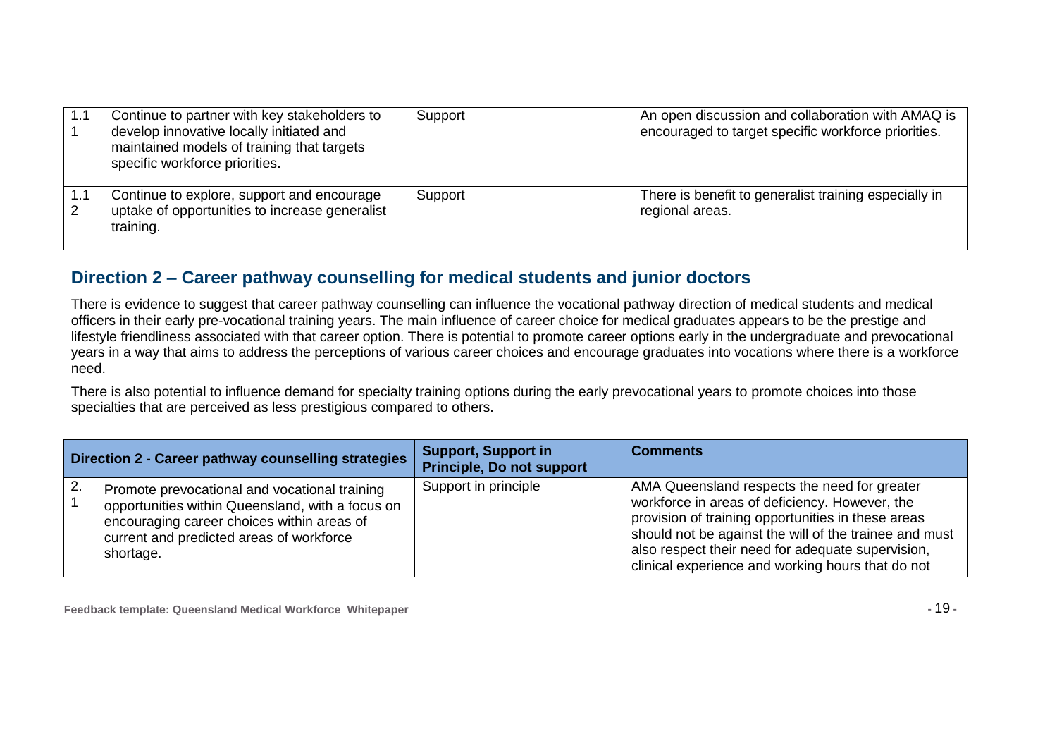| | | | |
|---|---|---|---|
| 1.11 | Continue to partner with key stakeholders to develop innovative locally initiated and maintained models of training that targets specific workforce priorities. | Support | An open discussion and collaboration with AMAQ is encouraged to target specific workforce priorities. |
| 1.12 | Continue to explore, support and encourage uptake of opportunities to increase generalist training. | Support | There is benefit to generalist training especially in regional areas. |

## Direction 2 – Career pathway counselling for medical students and junior doctors

There is evidence to suggest that career pathway counselling can influence the vocational pathway direction of medical students and medical officers in their early pre-vocational training years. The main influence of career choice for medical graduates appears to be the prestige and lifestyle friendliness associated with that career option. There is potential to promote career options early in the undergraduate and prevocational years in a way that aims to address the perceptions of various career choices and encourage graduates into vocations where there is a workforce need.

There is also potential to influence demand for specialty training options during the early prevocational years to promote choices into those specialties that are perceived as less prestigious compared to others.

| Direction 2 - Career pathway counselling strategies | | Support, Support in Principle, Do not support | Comments |
|---|---|---|---|
| 2.1 | Promote prevocational and vocational training opportunities within Queensland, with a focus on encouraging career choices within areas of current and predicted areas of workforce shortage. | Support in principle | AMA Queensland respects the need for greater workforce in areas of deficiency. However, the provision of training opportunities in these areas should not be against the will of the trainee and must also respect their need for adequate supervision, clinical experience and working hours that do not |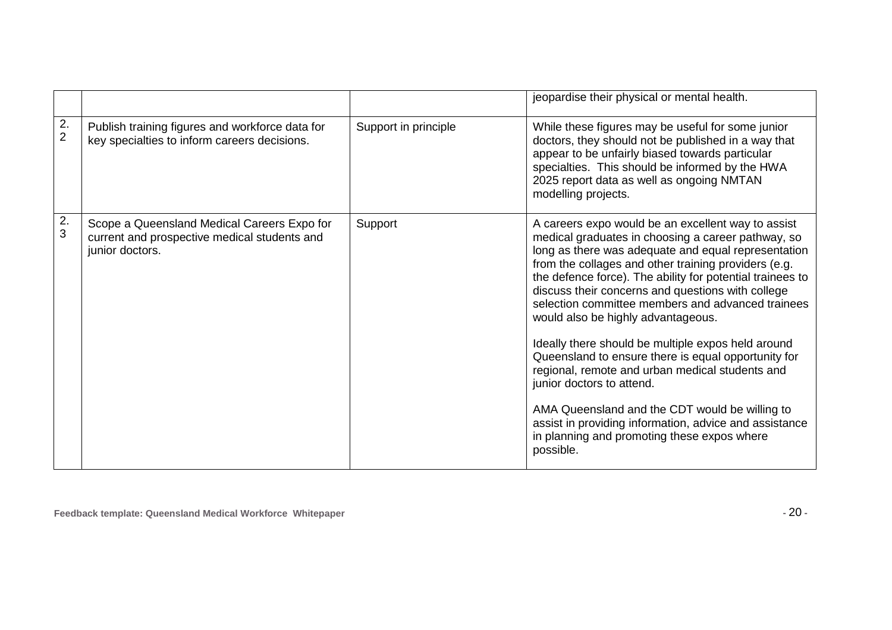| | | | |
|---|---|---|---|
| | | | jeopardise their physical or mental health. |
| 2.2 | Publish training figures and workforce data for key specialties to inform careers decisions. | Support in principle | While these figures may be useful for some junior doctors, they should not be published in a way that appear to be unfairly biased towards particular specialties. This should be informed by the HWA 2025 report data as well as ongoing NMTAN modelling projects. |
| 2.3 | Scope a Queensland Medical Careers Expo for current and prospective medical students and junior doctors. | Support | A careers expo would be an excellent way to assist medical graduates in choosing a career pathway, so long as there was adequate and equal representation from the collages and other training providers (e.g. the defence force). The ability for potential trainees to discuss their concerns and questions with college selection committee members and advanced trainees would also be highly advantageous.<br><br>Ideally there should be multiple expos held around Queensland to ensure there is equal opportunity for regional, remote and urban medical students and junior doctors to attend.<br><br>AMA Queensland and the CDT would be willing to assist in providing information, advice and assistance in planning and promoting these expos where possible. |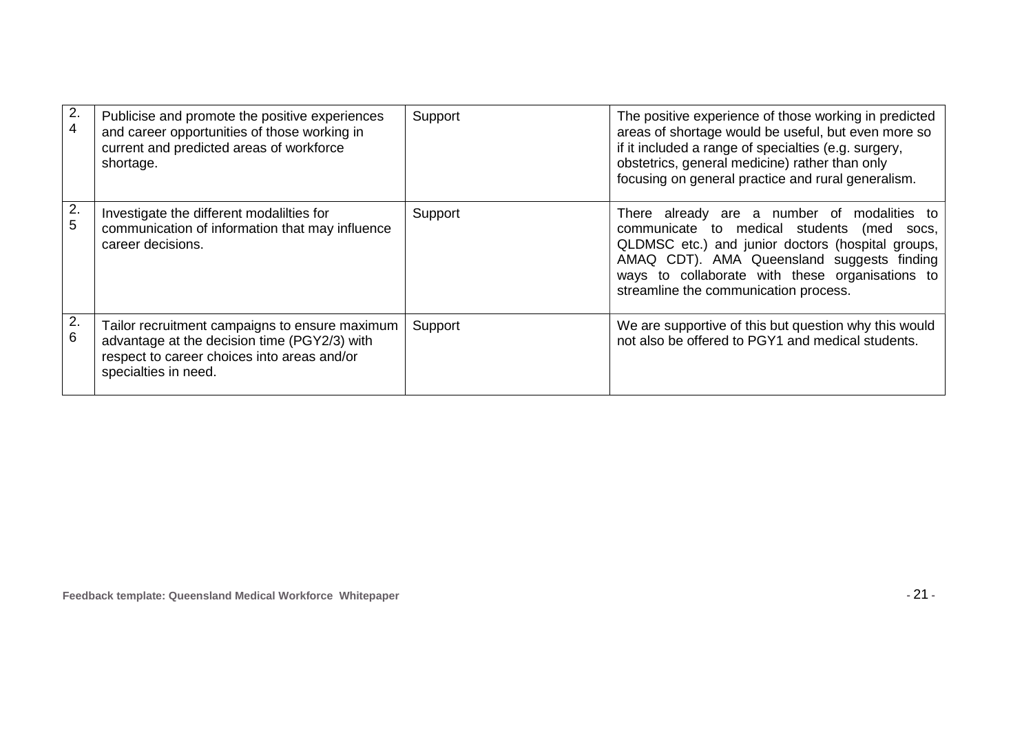| | | | |
|---|---|---|---|
| 2.4 | Publicise and promote the positive experiences and career opportunities of those working in current and predicted areas of workforce shortage. | Support | The positive experience of those working in predicted areas of shortage would be useful, but even more so if it included a range of specialties (e.g. surgery, obstetrics, general medicine) rather than only focusing on general practice and rural generalism. |
| 2.5 | Investigate the different modalilties for communication of information that may influence career decisions. | Support | There already are a number of modalities to communicate to medical students (med socs, QLDMSC etc.) and junior doctors (hospital groups, AMAQ CDT). AMA Queensland suggests finding ways to collaborate with these organisations to streamline the communication process. |
| 2.6 | Tailor recruitment campaigns to ensure maximum advantage at the decision time (PGY2/3) with respect to career choices into areas and/or specialties in need. | Support | We are supportive of this but question why this would not also be offered to PGY1 and medical students. |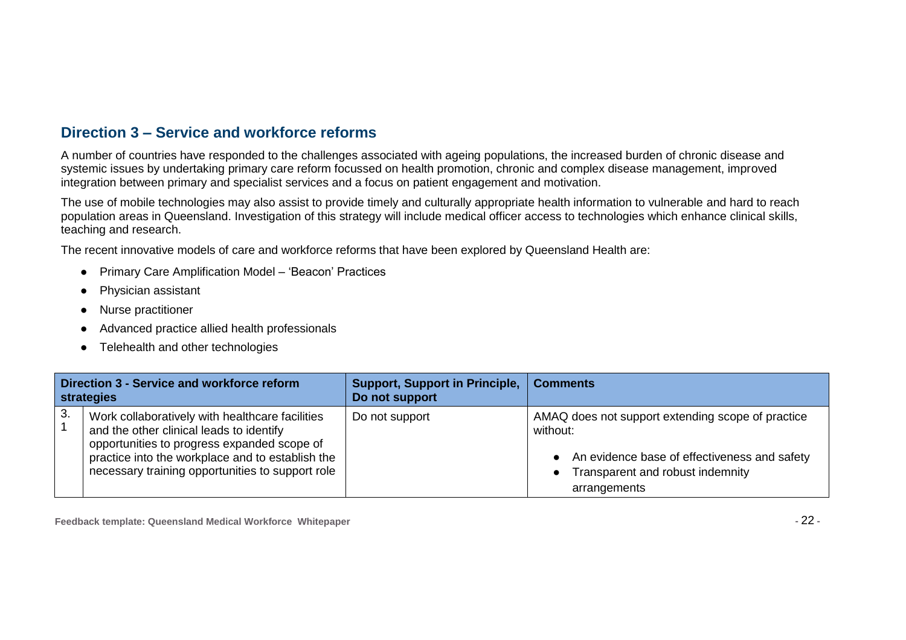## Direction 3 – Service and workforce reforms

A number of countries have responded to the challenges associated with ageing populations, the increased burden of chronic disease and systemic issues by undertaking primary care reform focussed on health promotion, chronic and complex disease management, improved integration between primary and specialist services and a focus on patient engagement and motivation.

The use of mobile technologies may also assist to provide timely and culturally appropriate health information to vulnerable and hard to reach population areas in Queensland. Investigation of this strategy will include medical officer access to technologies which enhance clinical skills, teaching and research.

The recent innovative models of care and workforce reforms that have been explored by Queensland Health are:

- Primary Care Amplification Model – 'Beacon' Practices
- Physician assistant
- Nurse practitioner
- Advanced practice allied health professionals
- Telehealth and other technologies

| Direction 3 - Service and workforce reform strategies | | Support, Support in Principle, Do not support | Comments |
|---|---|---|---|
| 3.1 | Work collaboratively with healthcare facilities and the other clinical leads to identify opportunities to progress expanded scope of practice into the workplace and to establish the necessary training opportunities to support role | Do not support | AMAQ does not support extending scope of practice without:<br>• An evidence base of effectiveness and safety<br>• Transparent and robust indemnity arrangements |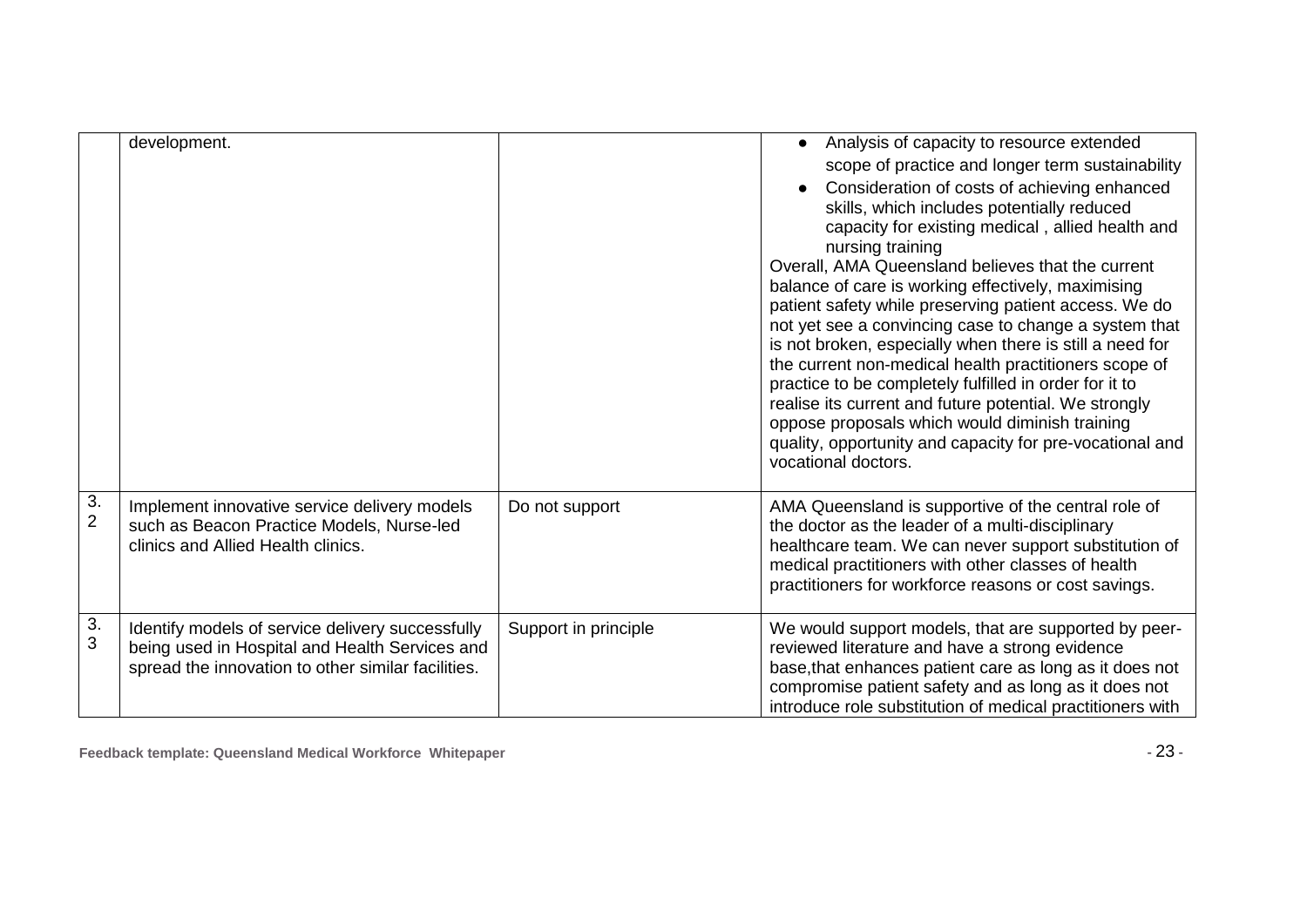| | | | |
|---|---|---|---|
| | development. | | • Analysis of capacity to resource extended scope of practice and longer term sustainability<br>• Consideration of costs of achieving enhanced skills, which includes potentially reduced capacity for existing medical , allied health and nursing training<br>Overall, AMA Queensland believes that the current balance of care is working effectively, maximising patient safety while preserving patient access. We do not yet see a convincing case to change a system that is not broken, especially when there is still a need for the current non-medical health practitioners scope of practice to be completely fulfilled in order for it to realise its current and future potential. We strongly oppose proposals which would diminish training quality, opportunity and capacity for pre-vocational and vocational doctors. |
| 3.2 | Implement innovative service delivery models such as Beacon Practice Models, Nurse-led clinics and Allied Health clinics. | Do not support | AMA Queensland is supportive of the central role of the doctor as the leader of a multi-disciplinary healthcare team. We can never support substitution of medical practitioners with other classes of health practitioners for workforce reasons or cost savings. |
| 3.3 | Identify models of service delivery successfully being used in Hospital and Health Services and spread the innovation to other similar facilities. | Support in principle | We would support models, that are supported by peer-reviewed literature and have a strong evidence base,that enhances patient care as long as it does not compromise patient safety and as long as it does not introduce role substitution of medical practitioners with |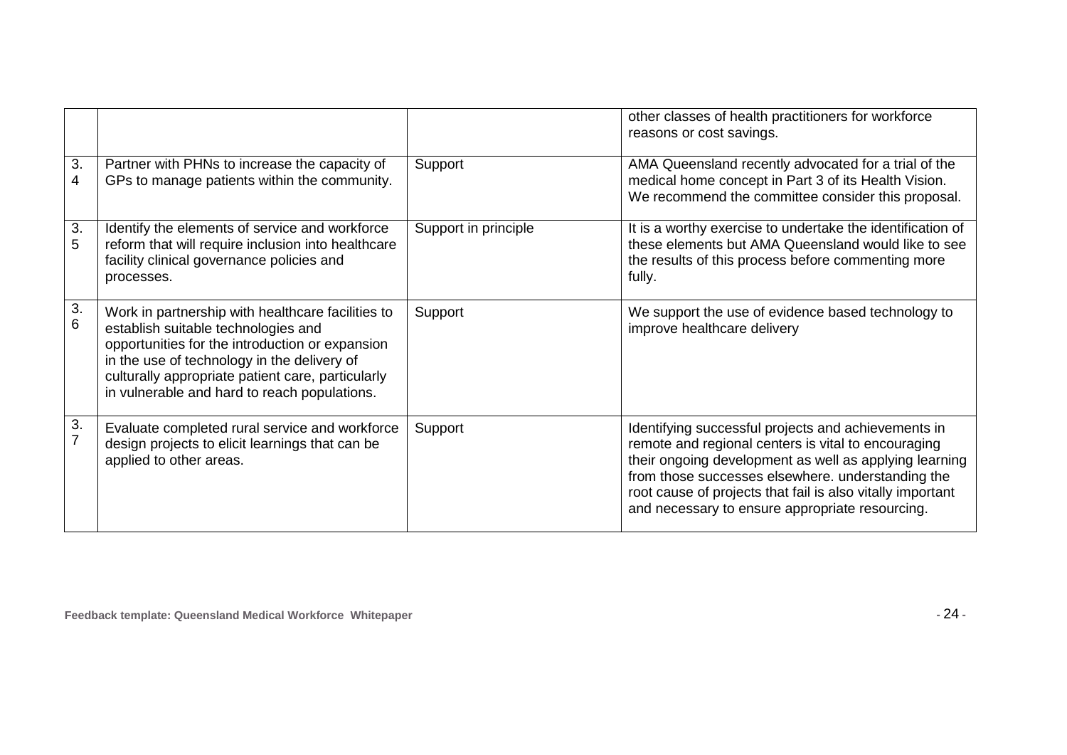| | | | |
|---|---|---|---|
| | | | other classes of health practitioners for workforce reasons or cost savings. |
| 3.4 | Partner with PHNs to increase the capacity of GPs to manage patients within the community. | Support | AMA Queensland recently advocated for a trial of the medical home concept in Part 3 of its Health Vision. We recommend the committee consider this proposal. |
| 3.5 | Identify the elements of service and workforce reform that will require inclusion into healthcare facility clinical governance policies and processes. | Support in principle | It is a worthy exercise to undertake the identification of these elements but AMA Queensland would like to see the results of this process before commenting more fully. |
| 3.6 | Work in partnership with healthcare facilities to establish suitable technologies and opportunities for the introduction or expansion in the use of technology in the delivery of culturally appropriate patient care, particularly in vulnerable and hard to reach populations. | Support | We support the use of evidence based technology to improve healthcare delivery |
| 3.7 | Evaluate completed rural service and workforce design projects to elicit learnings that can be applied to other areas. | Support | Identifying successful projects and achievements in remote and regional centers is vital to encouraging their ongoing development as well as applying learning from those successes elsewhere. understanding the root cause of projects that fail is also vitally important and necessary to ensure appropriate resourcing. |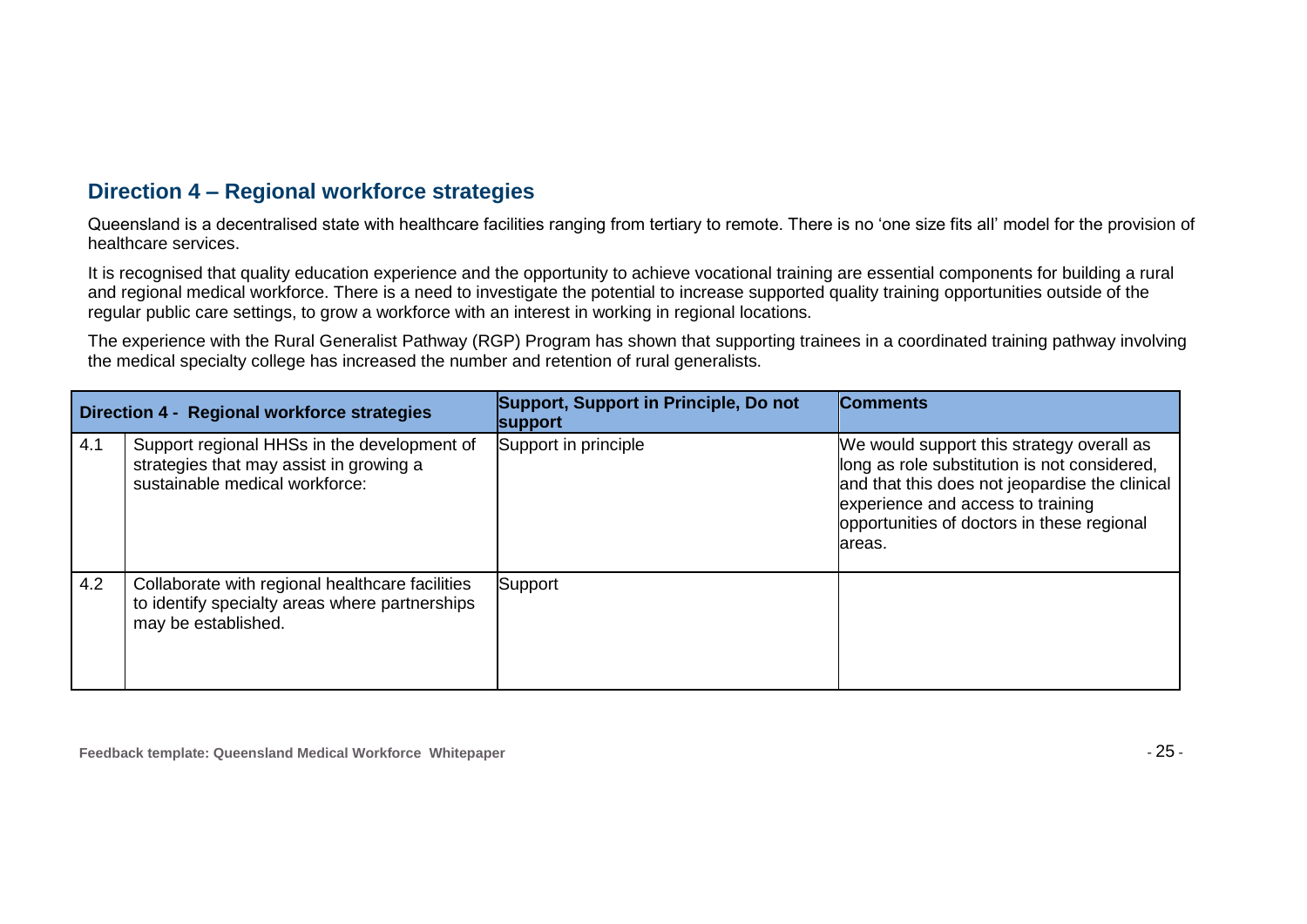## Direction 4 – Regional workforce strategies

Queensland is a decentralised state with healthcare facilities ranging from tertiary to remote. There is no 'one size fits all' model for the provision of healthcare services.

It is recognised that quality education experience and the opportunity to achieve vocational training are essential components for building a rural and regional medical workforce. There is a need to investigate the potential to increase supported quality training opportunities outside of the regular public care settings, to grow a workforce with an interest in working in regional locations.

The experience with the Rural Generalist Pathway (RGP) Program has shown that supporting trainees in a coordinated training pathway involving the medical specialty college has increased the number and retention of rural generalists.

| Direction 4 - Regional workforce strategies | | Support, Support in Principle, Do not support | Comments |
|---|---|---|---|
| 4.1 | Support regional HHSs in the development of strategies that may assist in growing a sustainable medical workforce: | Support in principle | We would support this strategy overall as long as role substitution is not considered, and that this does not jeopardise the clinical experience and access to training opportunities of doctors in these regional areas. |
| 4.2 | Collaborate with regional healthcare facilities to identify specialty areas where partnerships may be established. | Support | |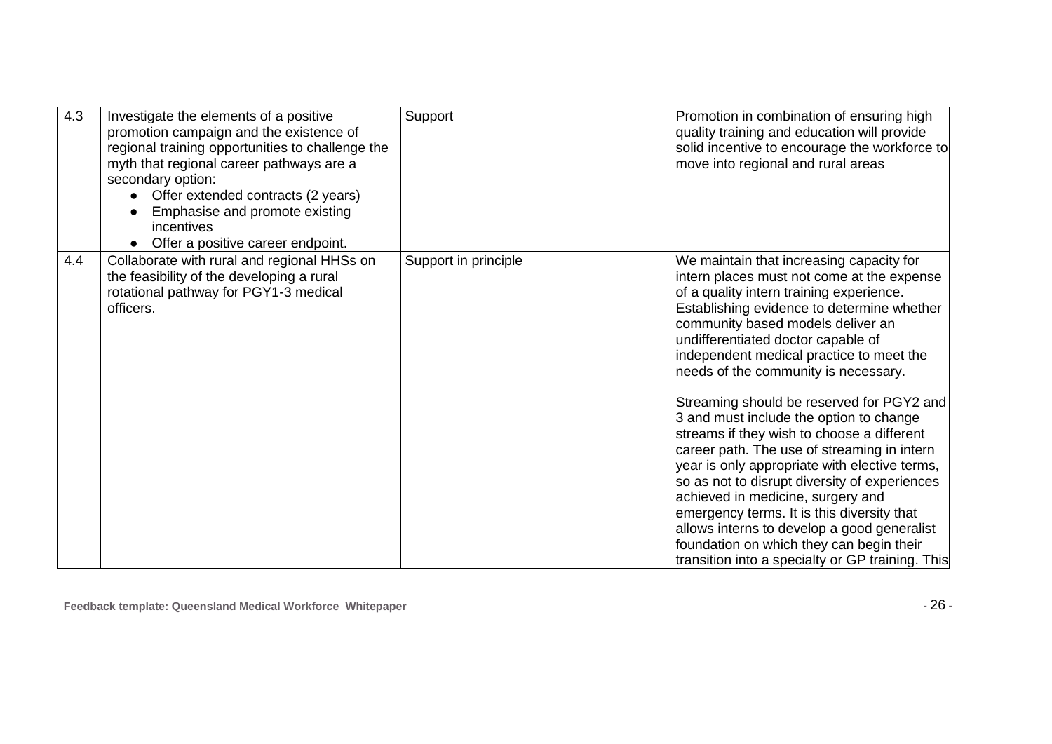| 4.3 | Investigate the elements of a positive promotion campaign and the existence of regional training opportunities to challenge the myth that regional career pathways are a secondary option: <br>• Offer extended contracts (2 years) <br>• Emphasise and promote existing incentives <br>• Offer a positive career endpoint. | Support | Promotion in combination of ensuring high quality training and education will provide solid incentive to encourage the workforce to move into regional and rural areas |
|---|---|---|---|
| 4.4 | Collaborate with rural and regional HHSs on the feasibility of the developing a rural rotational pathway for PGY1-3 medical officers. | Support in principle | We maintain that increasing capacity for intern places must not come at the expense of a quality intern training experience. Establishing evidence to determine whether community based models deliver an undifferentiated doctor capable of independent medical practice to meet the needs of the community is necessary.<br><br>Streaming should be reserved for PGY2 and 3 and must include the option to change streams if they wish to choose a different career path. The use of streaming in intern year is only appropriate with elective terms, so as not to disrupt diversity of experiences achieved in medicine, surgery and emergency terms. It is this diversity that allows interns to develop a good generalist foundation on which they can begin their transition into a specialty or GP training. This |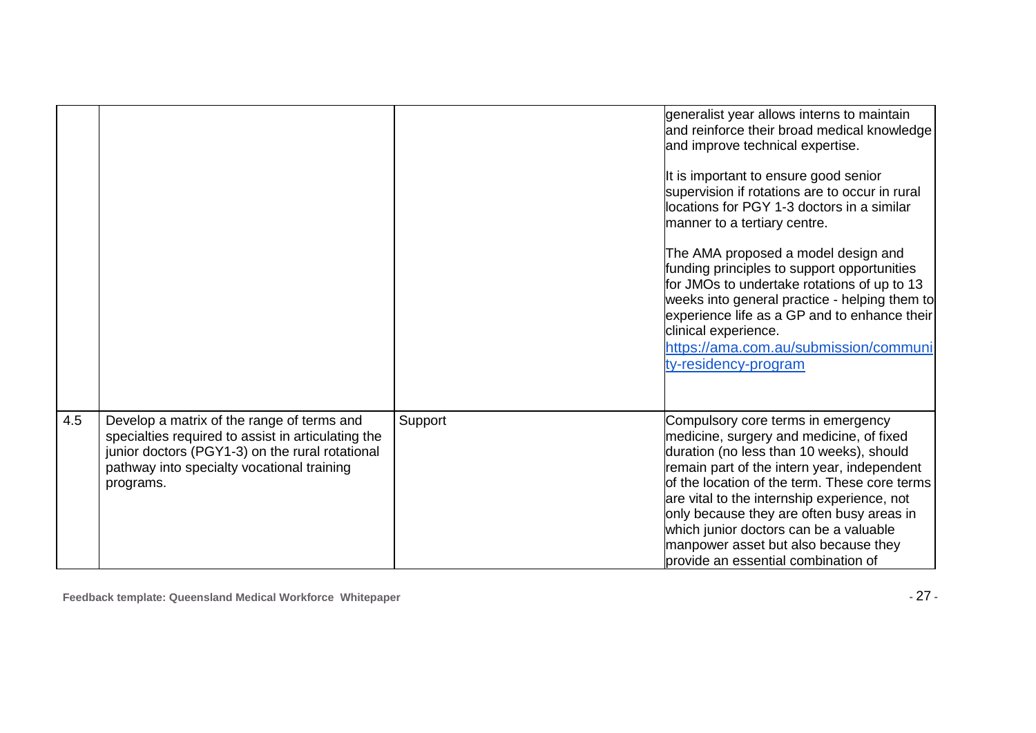| | | | |
|---|---|---|---|
| | | | generalist year allows interns to maintain and reinforce their broad medical knowledge and improve technical expertise.<br><br>It is important to ensure good senior supervision if rotations are to occur in rural locations for PGY 1-3 doctors in a similar manner to a tertiary centre.<br><br>The AMA proposed a model design and funding principles to support opportunities for JMOs to undertake rotations of up to 13 weeks into general practice - helping them to experience life as a GP and to enhance their clinical experience.<br>[https://ama.com.au/submission/community-residency-program](https://ama.com.au/submission/community-residency-program) |
| 4.5 | Develop a matrix of the range of terms and specialties required to assist in articulating the junior doctors (PGY1-3) on the rural rotational pathway into specialty vocational training programs. | Support | Compulsory core terms in emergency medicine, surgery and medicine, of fixed duration (no less than 10 weeks), should remain part of the intern year, independent of the location of the term. These core terms are vital to the internship experience, not only because they are often busy areas in which junior doctors can be a valuable manpower asset but also because they provide an essential combination of |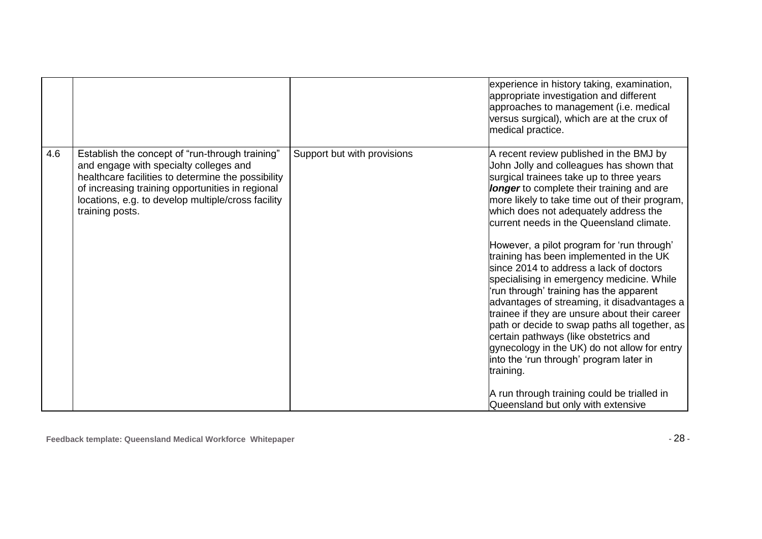| | | | |
|---|---|---|---|
| | | | experience in history taking, examination, appropriate investigation and different approaches to management (i.e. medical versus surgical), which are at the crux of medical practice. |
| 4.6 | Establish the concept of "run-through training" and engage with specialty colleges and healthcare facilities to determine the possibility of increasing training opportunities in regional locations, e.g. to develop multiple/cross facility training posts. | Support but with provisions | A recent review published in the BMJ by John Jolly and colleagues has shown that surgical trainees take up to three years ***longer*** to complete their training and are more likely to take time out of their program, which does not adequately address the current needs in the Queensland climate.<br><br>However, a pilot program for 'run through' training has been implemented in the UK since 2014 to address a lack of doctors specialising in emergency medicine. While 'run through' training has the apparent advantages of streaming, it disadvantages a trainee if they are unsure about their career path or decide to swap paths all together, as certain pathways (like obstetrics and gynecology in the UK) do not allow for entry into the 'run through' program later in training.<br><br>A run through training could be trialled in Queensland but only with extensive |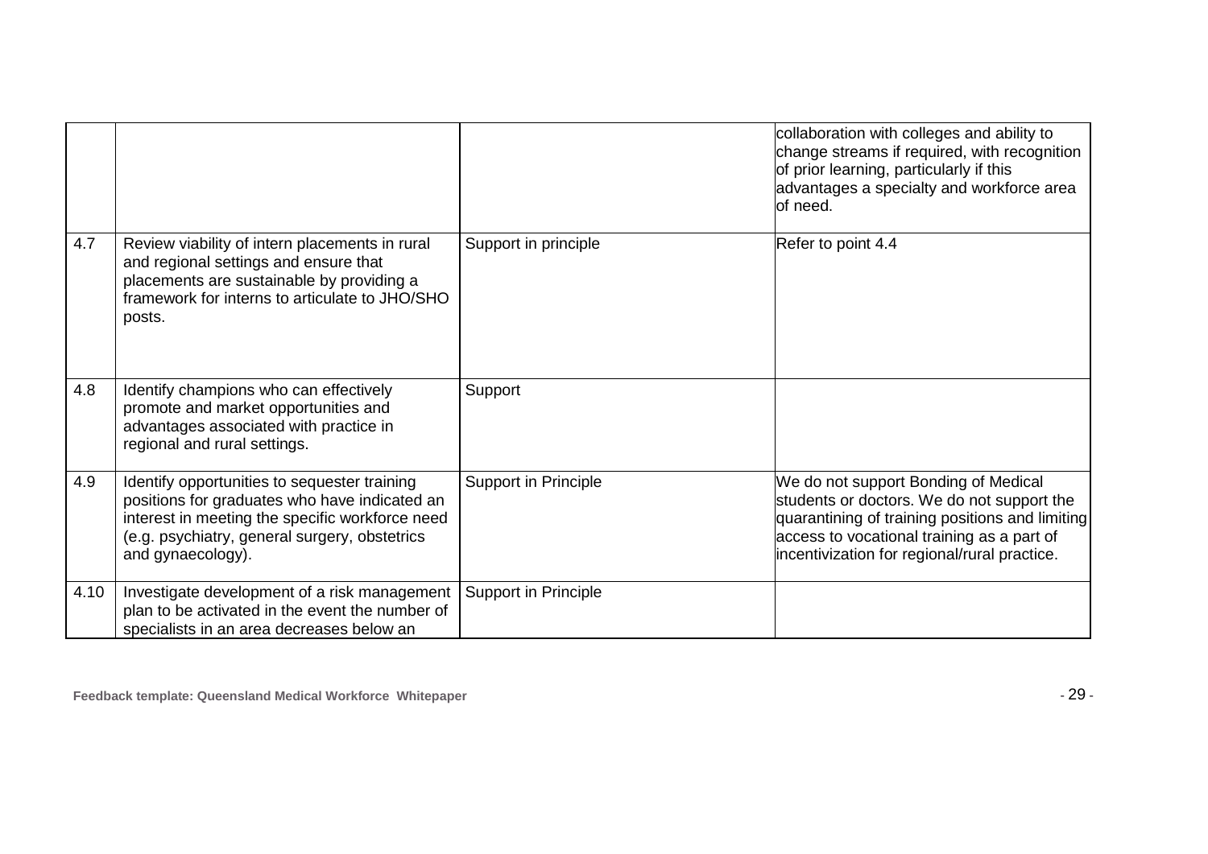| | | | |
|---|---|---|---|
| | | | collaboration with colleges and ability to change streams if required, with recognition of prior learning, particularly if this advantages a specialty and workforce area of need. |
| 4.7 | Review viability of intern placements in rural and regional settings and ensure that placements are sustainable by providing a framework for interns to articulate to JHO/SHO posts. | Support in principle | Refer to point 4.4 |
| 4.8 | Identify champions who can effectively promote and market opportunities and advantages associated with practice in regional and rural settings. | Support | |
| 4.9 | Identify opportunities to sequester training positions for graduates who have indicated an interest in meeting the specific workforce need (e.g. psychiatry, general surgery, obstetrics and gynaecology). | Support in Principle | We do not support Bonding of Medical students or doctors. We do not support the quarantining of training positions and limiting access to vocational training as a part of incentivization for regional/rural practice. |
| 4.10 | Investigate development of a risk management plan to be activated in the event the number of specialists in an area decreases below an | Support in Principle | |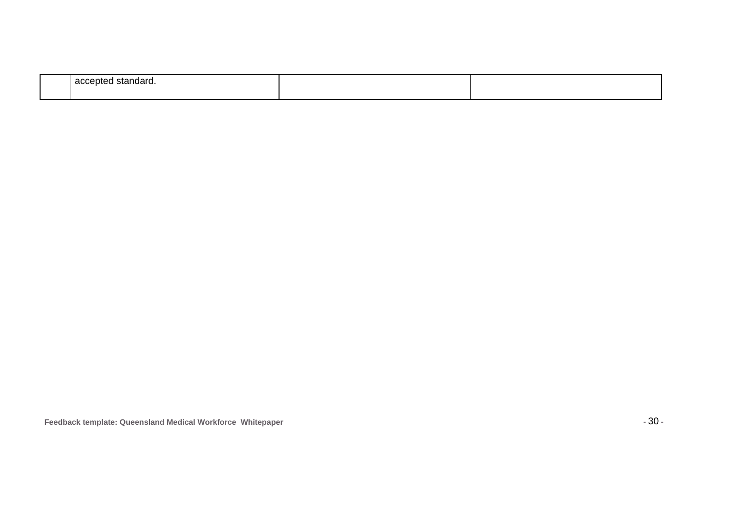| | | | |
|---|---|---|---|
| | accepted standard. | | |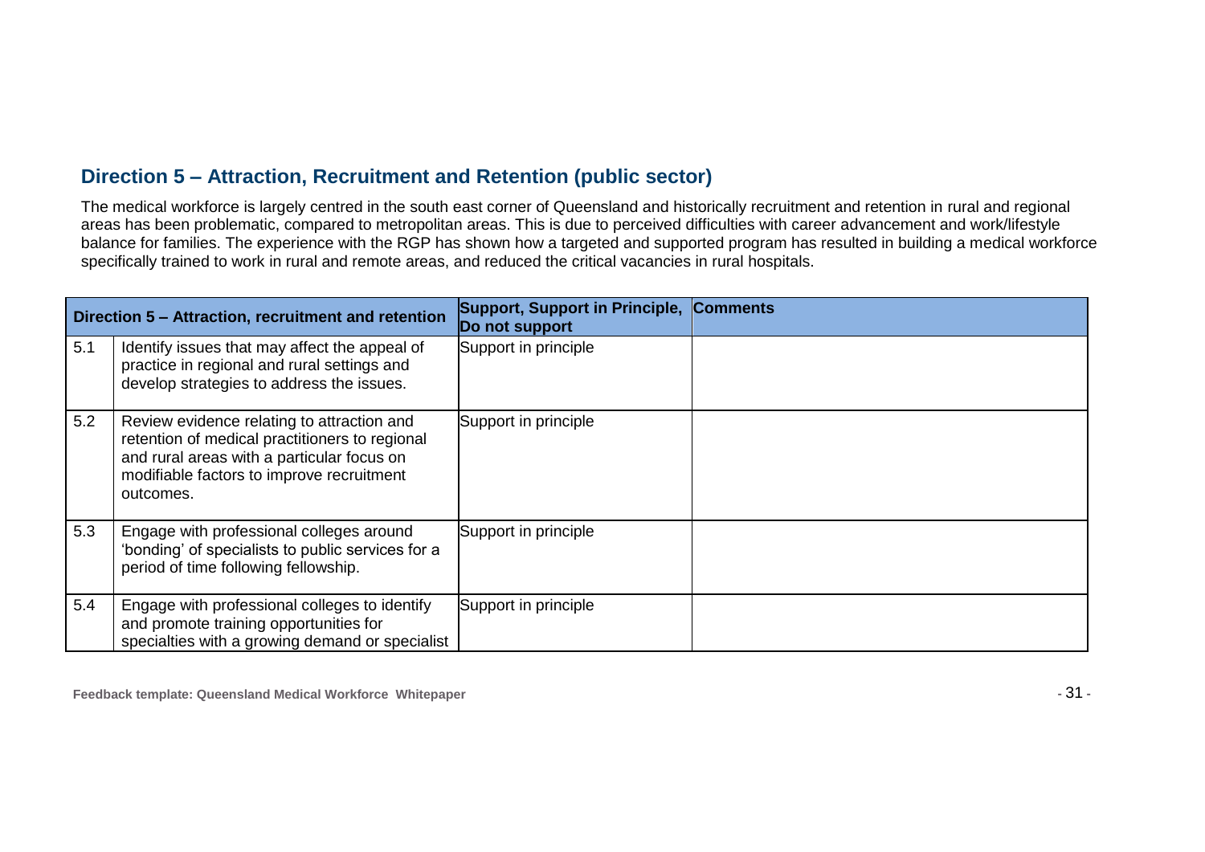## Direction 5 – Attraction, Recruitment and Retention (public sector)

The medical workforce is largely centred in the south east corner of Queensland and historically recruitment and retention in rural and regional areas has been problematic, compared to metropolitan areas. This is due to perceived difficulties with career advancement and work/lifestyle balance for families. The experience with the RGP has shown how a targeted and supported program has resulted in building a medical workforce specifically trained to work in rural and remote areas, and reduced the critical vacancies in rural hospitals.

| Direction 5 – Attraction, recruitment and retention | | Support, Support in Principle, Do not support | Comments |
|---|---|---|---|
| 5.1 | Identify issues that may affect the appeal of practice in regional and rural settings and develop strategies to address the issues. | Support in principle | |
| 5.2 | Review evidence relating to attraction and retention of medical practitioners to regional and rural areas with a particular focus on modifiable factors to improve recruitment outcomes. | Support in principle | |
| 5.3 | Engage with professional colleges around 'bonding' of specialists to public services for a period of time following fellowship. | Support in principle | |
| 5.4 | Engage with professional colleges to identify and promote training opportunities for specialties with a growing demand or specialist | Support in principle | |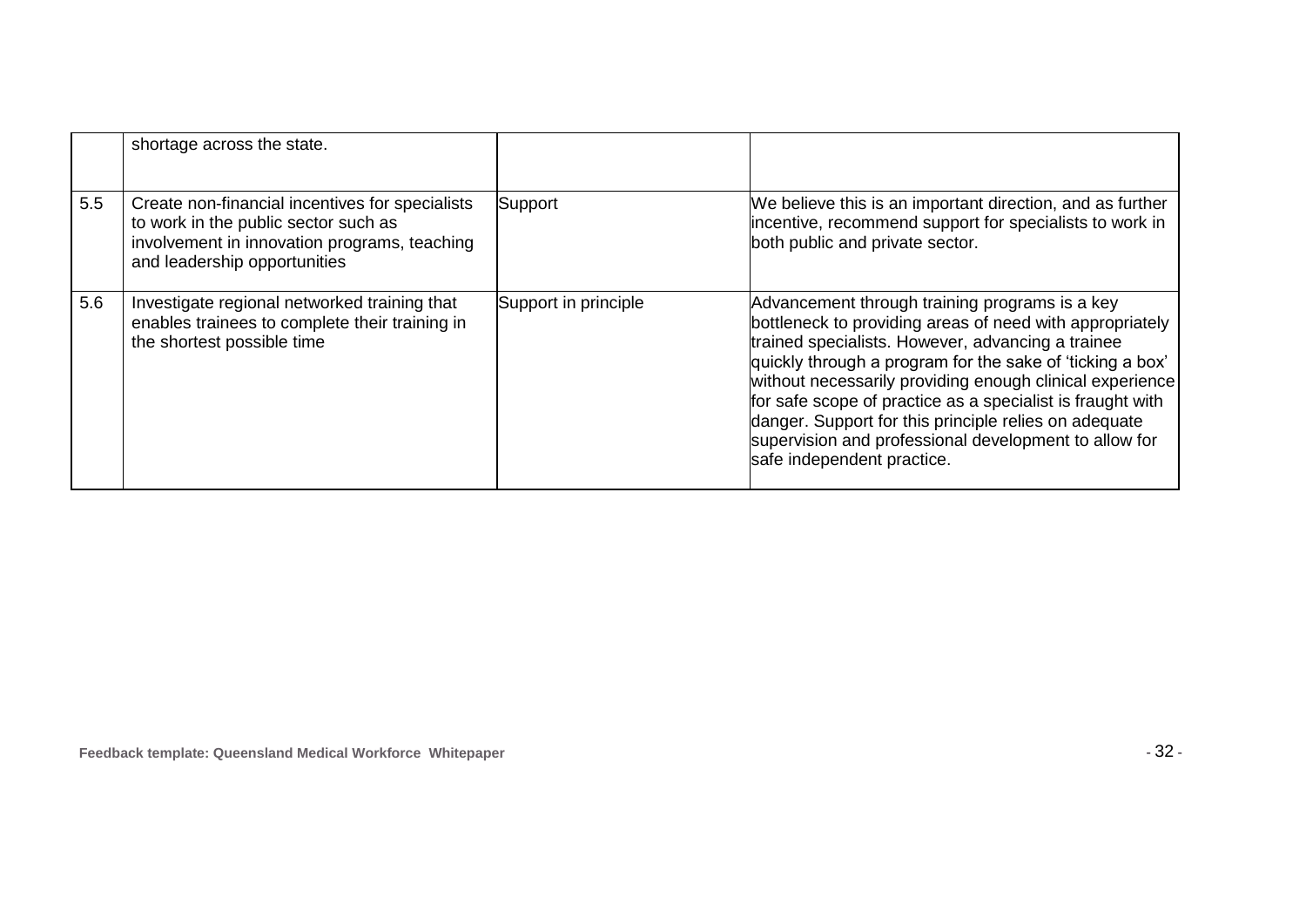| | | | |
|---|---|---|---|
| | shortage across the state. | | |
| 5.5 | Create non-financial incentives for specialists to work in the public sector such as involvement in innovation programs, teaching and leadership opportunities | Support | We believe this is an important direction, and as further incentive, recommend support for specialists to work in both public and private sector. |
| 5.6 | Investigate regional networked training that enables trainees to complete their training in the shortest possible time | Support in principle | Advancement through training programs is a key bottleneck to providing areas of need with appropriately trained specialists. However, advancing a trainee quickly through a program for the sake of 'ticking a box' without necessarily providing enough clinical experience for safe scope of practice as a specialist is fraught with danger. Support for this principle relies on adequate supervision and professional development to allow for safe independent practice. |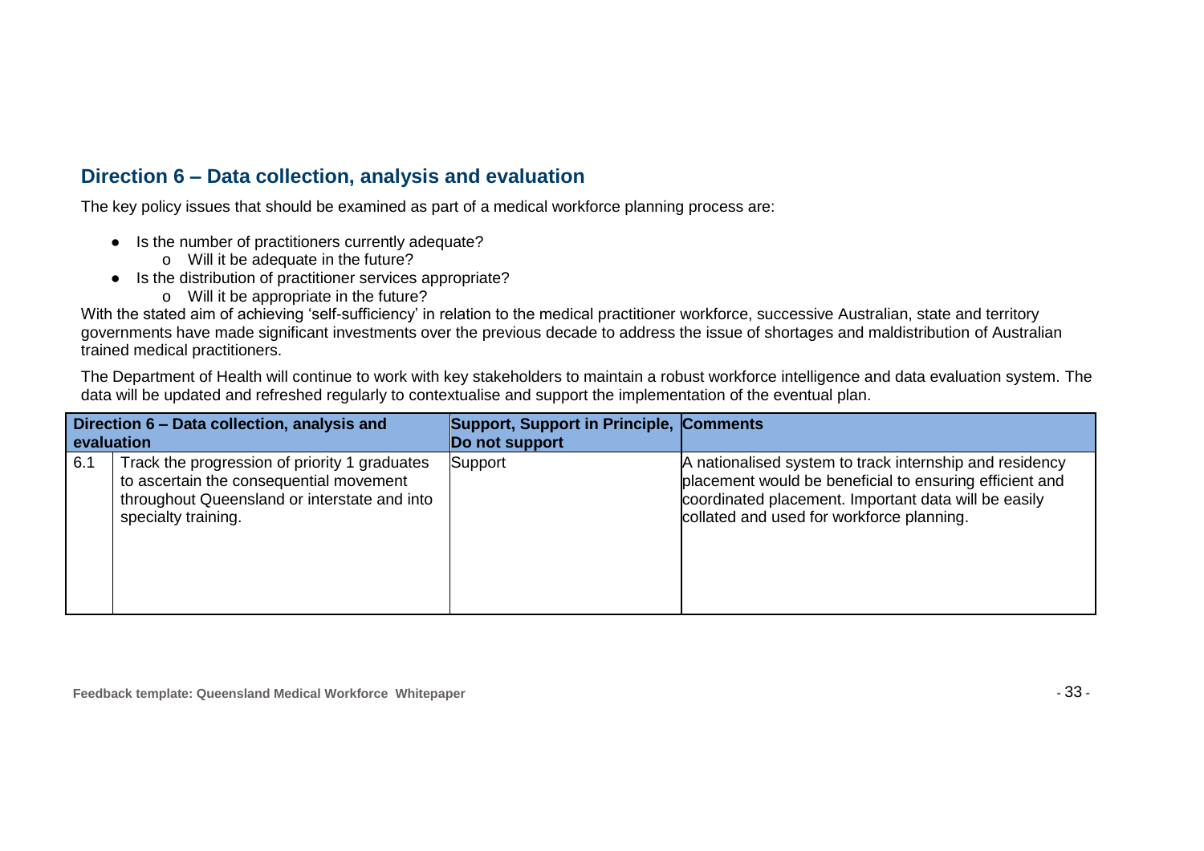## Direction 6 – Data collection, analysis and evaluation

The key policy issues that should be examined as part of a medical workforce planning process are:

- Is the number of practitioners currently adequate?
  - Will it be adequate in the future?
- Is the distribution of practitioner services appropriate?
  - Will it be appropriate in the future?

With the stated aim of achieving 'self-sufficiency' in relation to the medical practitioner workforce, successive Australian, state and territory governments have made significant investments over the previous decade to address the issue of shortages and maldistribution of Australian trained medical practitioners.

The Department of Health will continue to work with key stakeholders to maintain a robust workforce intelligence and data evaluation system. The data will be updated and refreshed regularly to contextualise and support the implementation of the eventual plan.

| Direction 6 – Data collection, analysis and evaluation | | Support, Support in Principle, Do not support | Comments |
|---|---|---|---|
| 6.1 | Track the progression of priority 1 graduates to ascertain the consequential movement throughout Queensland or interstate and into specialty training. | Support | A nationalised system to track internship and residency placement would be beneficial to ensuring efficient and coordinated placement. Important data will be easily collated and used for workforce planning. |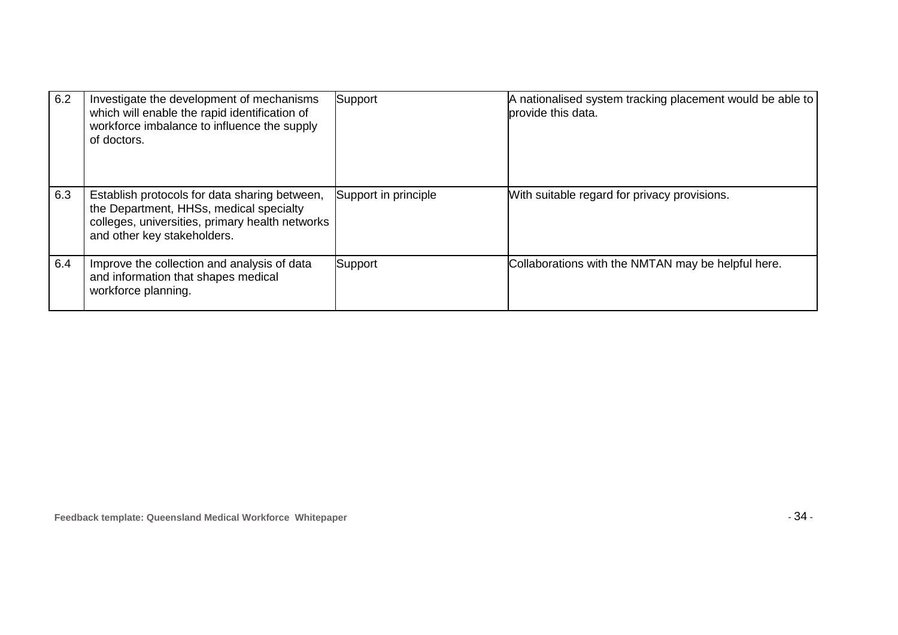| 6.2 | Investigate the development of mechanisms which will enable the rapid identification of workforce imbalance to influence the supply of doctors. | Support | A nationalised system tracking placement would be able to provide this data. |
|---|---|---|---|
| 6.3 | Establish protocols for data sharing between, the Department, HHSs, medical specialty colleges, universities, primary health networks and other key stakeholders. | Support in principle | With suitable regard for privacy provisions. |
| 6.4 | Improve the collection and analysis of data and information that shapes medical workforce planning. | Support | Collaborations with the NMTAN may be helpful here. |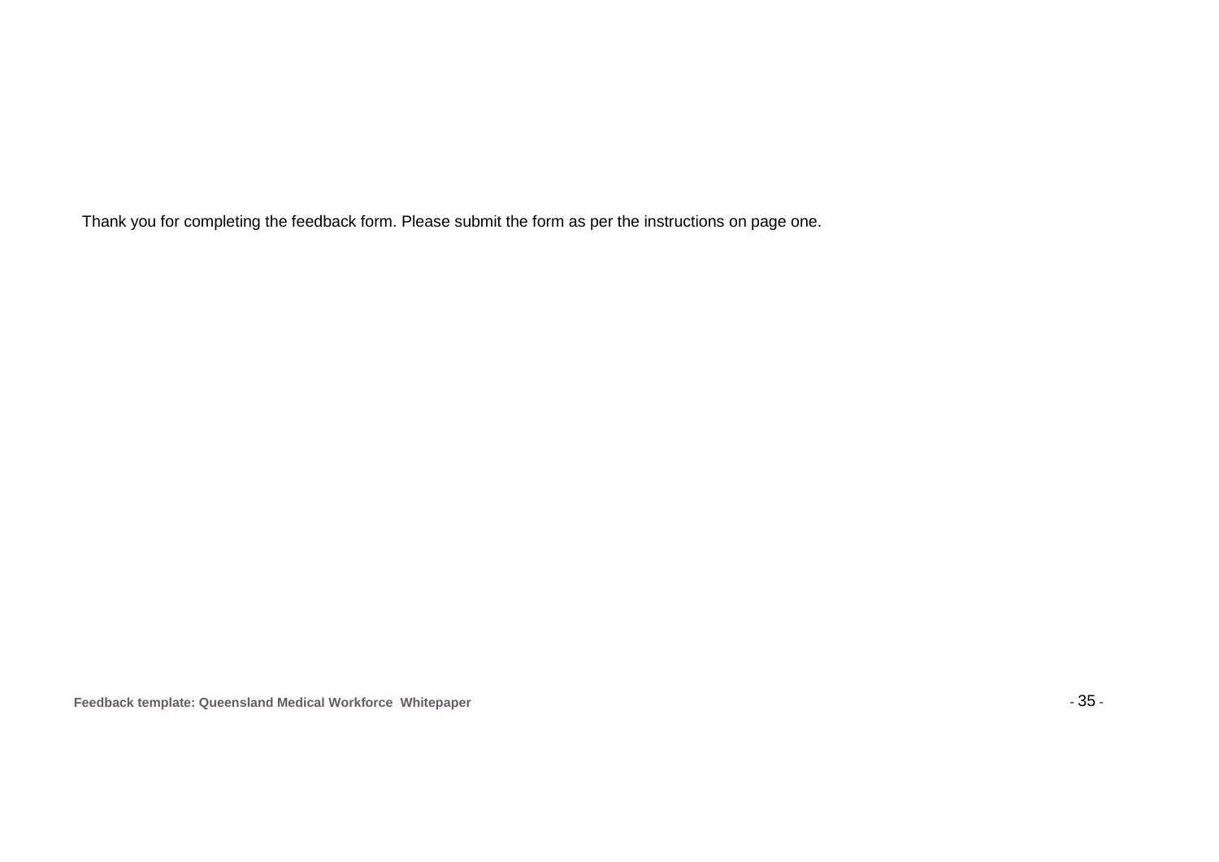Thank you for completing the feedback form. Please submit the form as per the instructions on page one.